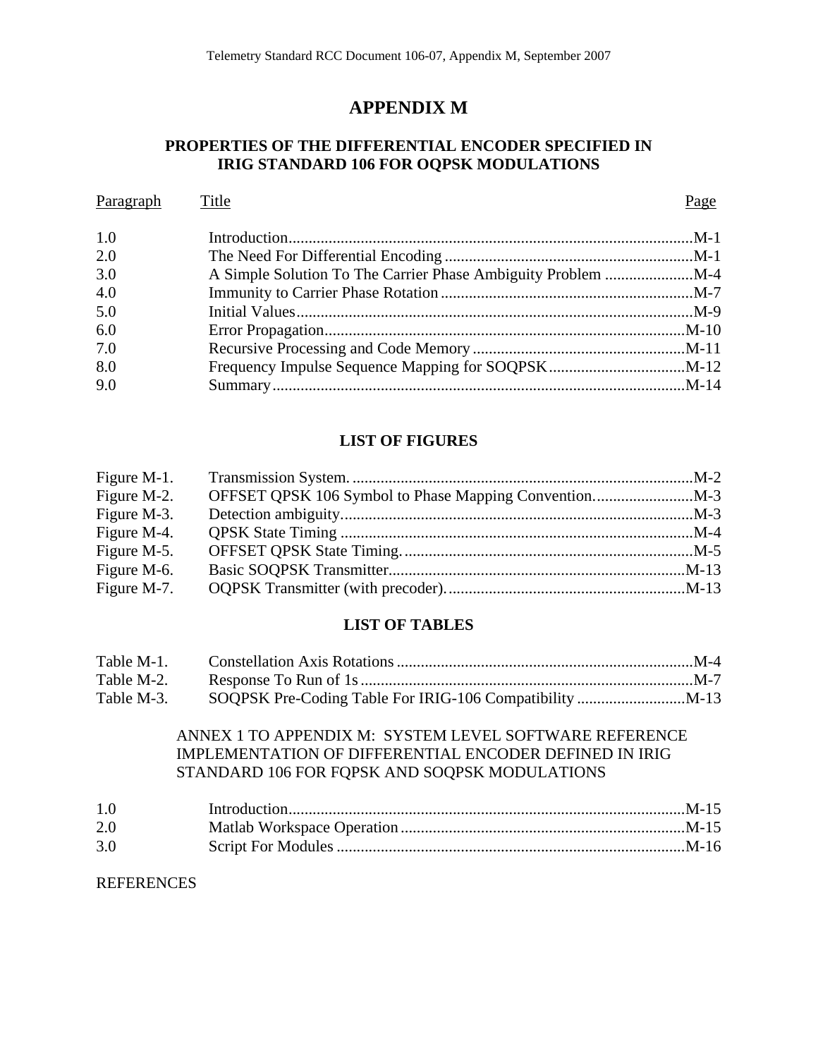# APPENDIX M

## PROPERTIES OF THE DIFFERENTIAL ENCODER SPECIFIED IN IRIG STANDARD 106 FOR OQPSK MODULATIONS

| Paragraph | Title | Page |
|---|---|---|
| 1.0 | Introduction | M-1 |
| 2.0 | The Need For Differential Encoding | M-1 |
| 3.0 | A Simple Solution To The Carrier Phase Ambiguity Problem | M-4 |
| 4.0 | Immunity to Carrier Phase Rotation | M-7 |
| 5.0 | Initial Values | M-9 |
| 6.0 | Error Propagation | M-10 |
| 7.0 | Recursive Processing and Code Memory | M-11 |
| 8.0 | Frequency Impulse Sequence Mapping for SOQPSK | M-12 |
| 9.0 | Summary | M-14 |

### LIST OF FIGURES

| | | |
|---|---|---|
| Figure M-1. | Transmission System. | M-2 |
| Figure M-2. | OFFSET QPSK 106 Symbol to Phase Mapping Convention. | M-3 |
| Figure M-3. | Detection ambiguity. | M-3 |
| Figure M-4. | QPSK State Timing | M-4 |
| Figure M-5. | OFFSET QPSK State Timing. | M-5 |
| Figure M-6. | Basic SOQPSK Transmitter. | M-13 |
| Figure M-7. | OQPSK Transmitter (with precoder). | M-13 |

### LIST OF TABLES

| | | |
|---|---|---|
| Table M-1. | Constellation Axis Rotations | M-4 |
| Table M-2. | Response To Run of 1s | M-7 |
| Table M-3. | SOQPSK Pre-Coding Table For IRIG-106 Compatibility | M-13 |

ANNEX 1 TO APPENDIX M: SYSTEM LEVEL SOFTWARE REFERENCE IMPLEMENTATION OF DIFFERENTIAL ENCODER DEFINED IN IRIG STANDARD 106 FOR FQPSK AND SOQPSK MODULATIONS

| | | |
|---|---|---|
| 1.0 | Introduction | M-15 |
| 2.0 | Matlab Workspace Operation | M-15 |
| 3.0 | Script For Modules | M-16 |

REFERENCES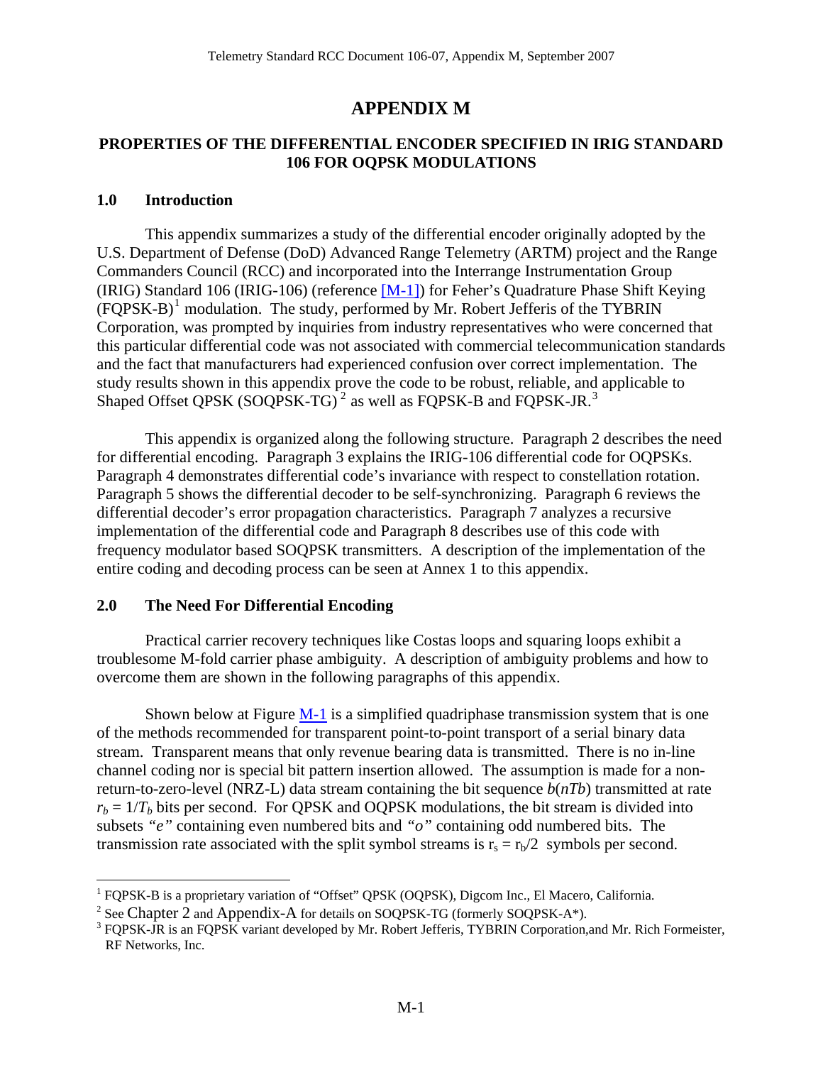# APPENDIX M

## PROPERTIES OF THE DIFFERENTIAL ENCODER SPECIFIED IN IRIG STANDARD 106 FOR OQPSK MODULATIONS

### 1.0 Introduction

This appendix summarizes a study of the differential encoder originally adopted by the U.S. Department of Defense (DoD) Advanced Range Telemetry (ARTM) project and the Range Commanders Council (RCC) and incorporated into the Interrange Instrumentation Group (IRIG) Standard 106 (IRIG-106) (reference [M-1]) for Feher's Quadrature Phase Shift Keying (FQPSK-B)[1] modulation. The study, performed by Mr. Robert Jefferis of the TYBRIN Corporation, was prompted by inquiries from industry representatives who were concerned that this particular differential code was not associated with commercial telecommunication standards and the fact that manufacturers had experienced confusion over correct implementation. The study results shown in this appendix prove the code to be robust, reliable, and applicable to Shaped Offset QPSK (SOQPSK-TG)[2] as well as FQPSK-B and FQPSK-JR.[3]

This appendix is organized along the following structure. Paragraph 2 describes the need for differential encoding. Paragraph 3 explains the IRIG-106 differential code for OQPSKs. Paragraph 4 demonstrates differential code's invariance with respect to constellation rotation. Paragraph 5 shows the differential decoder to be self-synchronizing. Paragraph 6 reviews the differential decoder's error propagation characteristics. Paragraph 7 analyzes a recursive implementation of the differential code and Paragraph 8 describes use of this code with frequency modulator based SOQPSK transmitters. A description of the implementation of the entire coding and decoding process can be seen at Annex 1 to this appendix.

### 2.0 The Need For Differential Encoding

Practical carrier recovery techniques like Costas loops and squaring loops exhibit a troublesome M-fold carrier phase ambiguity. A description of ambiguity problems and how to overcome them are shown in the following paragraphs of this appendix.

Shown below at Figure M-1 is a simplified quadriphase transmission system that is one of the methods recommended for transparent point-to-point transport of a serial binary data stream. Transparent means that only revenue bearing data is transmitted. There is no in-line channel coding nor is special bit pattern insertion allowed. The assumption is made for a non-return-to-zero-level (NRZ-L) data stream containing the bit sequence $b(nTb)$ transmitted at rate $r_b = 1/T_b$ bits per second. For QPSK and OQPSK modulations, the bit stream is divided into subsets *"e"* containing even numbered bits and *"o"* containing odd numbered bits. The transmission rate associated with the split symbol streams is $r_s = r_b/2$ symbols per second.

---

[1] FQPSK-B is a proprietary variation of "Offset" QPSK (OQPSK), Digcom Inc., El Macero, California.

[2] See Chapter 2 and Appendix-A for details on SOQPSK-TG (formerly SOQPSK-A*).

[3] FQPSK-JR is an FQPSK variant developed by Mr. Robert Jefferis, TYBRIN Corporation,and Mr. Rich Formeister, RF Networks, Inc.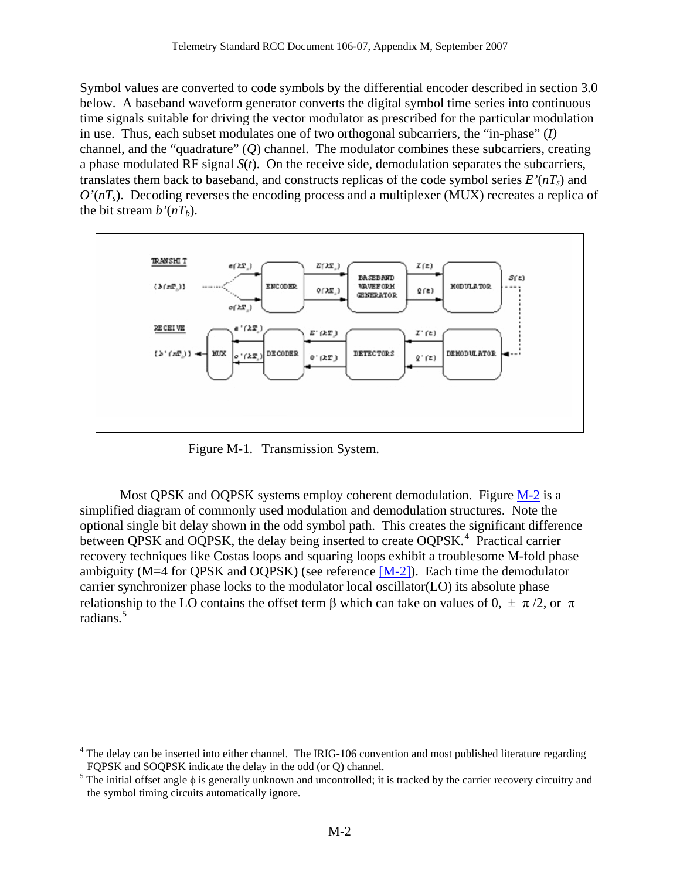Symbol values are converted to code symbols by the differential encoder described in section 3.0 below. A baseband waveform generator converts the digital symbol time series into continuous time signals suitable for driving the vector modulator as prescribed for the particular modulation in use. Thus, each subset modulates one of two orthogonal subcarriers, the "in-phase" (*I*) channel, and the "quadrature" (*Q*) channel. The modulator combines these subcarriers, creating a phase modulated RF signal $S(t)$. On the receive side, demodulation separates the subcarriers, translates them back to baseband, and constructs replicas of the code symbol series $E'(nT_s)$ and $O'(nT_s)$. Decoding reverses the encoding process and a multiplexer (MUX) recreates a replica of the bit stream $b'(nT_b)$.

Figure M-1. Transmission System.

Most QPSK and OQPSK systems employ coherent demodulation. Figure M-2 is a simplified diagram of commonly used modulation and demodulation structures. Note the optional single bit delay shown in the odd symbol path. This creates the significant difference between QPSK and OQPSK, the delay being inserted to create OQPSK.[4] Practical carrier recovery techniques like Costas loops and squaring loops exhibit a troublesome M-fold phase ambiguity (M=4 for QPSK and OQPSK) (see reference [M-2]). Each time the demodulator carrier synchronizer phase locks to the modulator local oscillator(LO) its absolute phase relationship to the LO contains the offset term $\beta$ which can take on values of 0, $\pm\ \pi/2$, or $\pi$ radians.[5]

---

[4] The delay can be inserted into either channel. The IRIG-106 convention and most published literature regarding FQPSK and SOQPSK indicate the delay in the odd (or Q) channel.

[5] The initial offset angle $\phi$ is generally unknown and uncontrolled; it is tracked by the carrier recovery circuitry and the symbol timing circuits automatically ignore.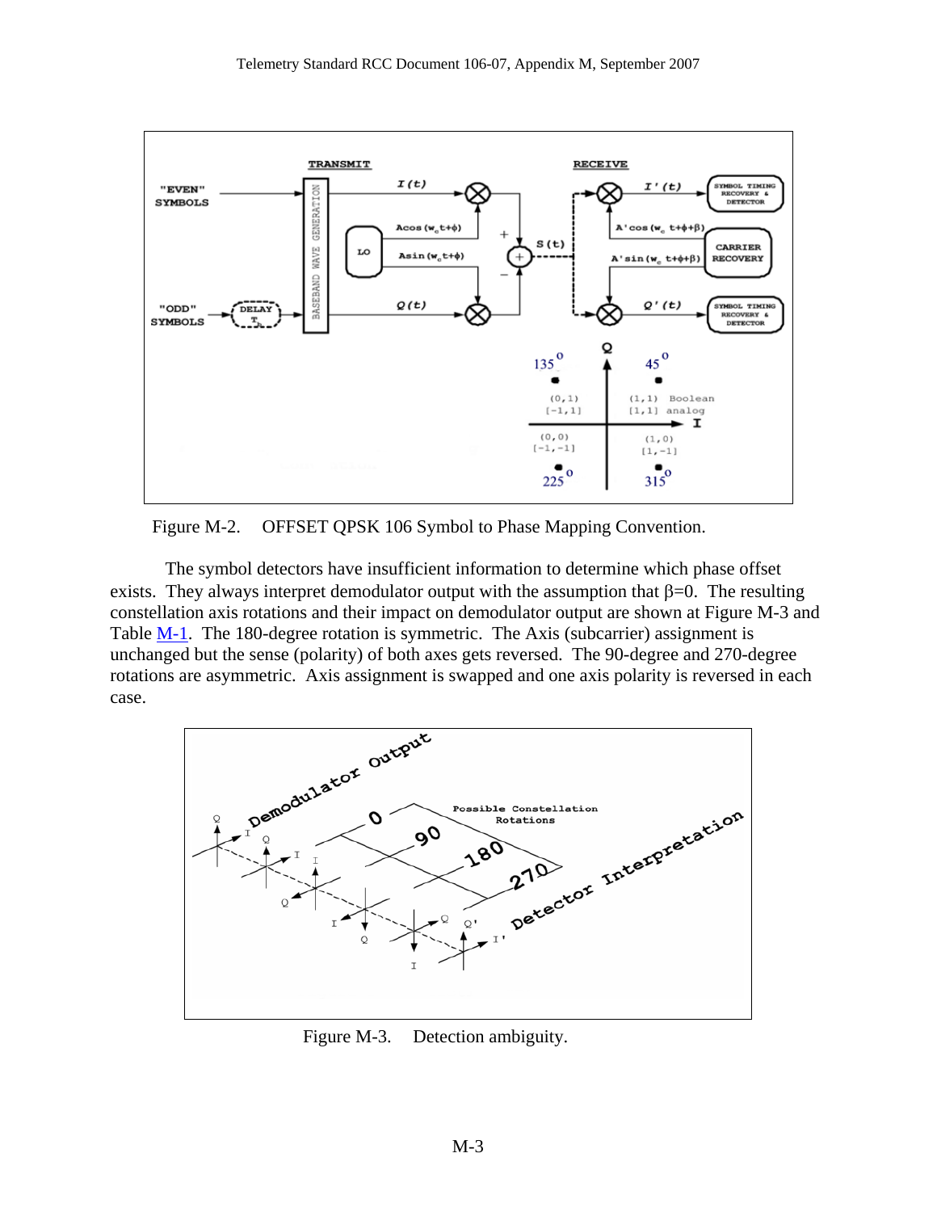Figure M-2. OFFSET QPSK 106 Symbol to Phase Mapping Convention.

The symbol detectors have insufficient information to determine which phase offset exists. They always interpret demodulator output with the assumption that β=0. The resulting constellation axis rotations and their impact on demodulator output are shown at Figure M-3 and Table M-1. The 180-degree rotation is symmetric. The Axis (subcarrier) assignment is unchanged but the sense (polarity) of both axes gets reversed. The 90-degree and 270-degree rotations are asymmetric. Axis assignment is swapped and one axis polarity is reversed in each case.

Figure M-3. Detection ambiguity.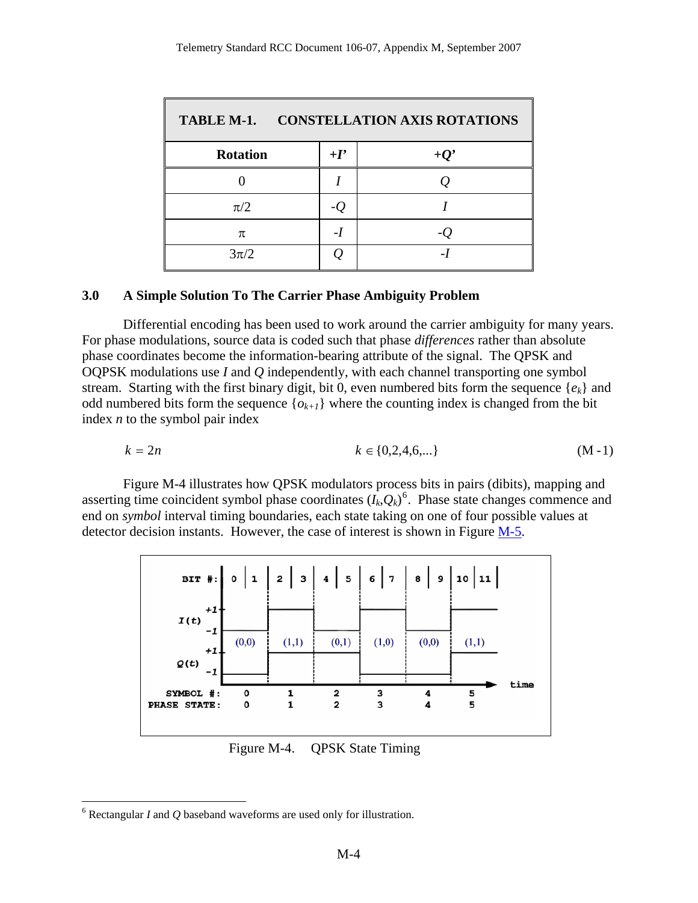**TABLE M-1. CONSTELLATION AXIS ROTATIONS**

| Rotation | $+I'$ | $+Q'$ |
|---|---|---|
| 0 | $I$ | $Q$ |
| $\pi/2$ | $-Q$ | $I$ |
| $\pi$ | $-I$ | $-Q$ |
| $3\pi/2$ | $Q$ | $-I$ |

## 3.0 A Simple Solution To The Carrier Phase Ambiguity Problem

Differential encoding has been used to work around the carrier ambiguity for many years. For phase modulations, source data is coded such that phase *differences* rather than absolute phase coordinates become the information-bearing attribute of the signal. The QPSK and OQPSK modulations use $I$ and $Q$ independently, with each channel transporting one symbol stream. Starting with the first binary digit, bit 0, even numbered bits form the sequence $\{e_k\}$ and odd numbered bits form the sequence $\{o_{k+1}\}$ where the counting index is changed from the bit index $n$ to the symbol pair index

$$k = 2n \qquad\qquad k \in \{0,2,4,6,...\} \qquad\qquad \text{(M-1)}$$

Figure M-4 illustrates how QPSK modulators process bits in pairs (dibits), mapping and asserting time coincident symbol phase coordinates $(I_k,Q_k)$[6]. Phase state changes commence and end on *symbol* interval timing boundaries, each state taking on one of four possible values at detector decision instants. However, the case of interest is shown in Figure M-5.

Figure M-4. QPSK State Timing

[6] Rectangular $I$ and $Q$ baseband waveforms are used only for illustration.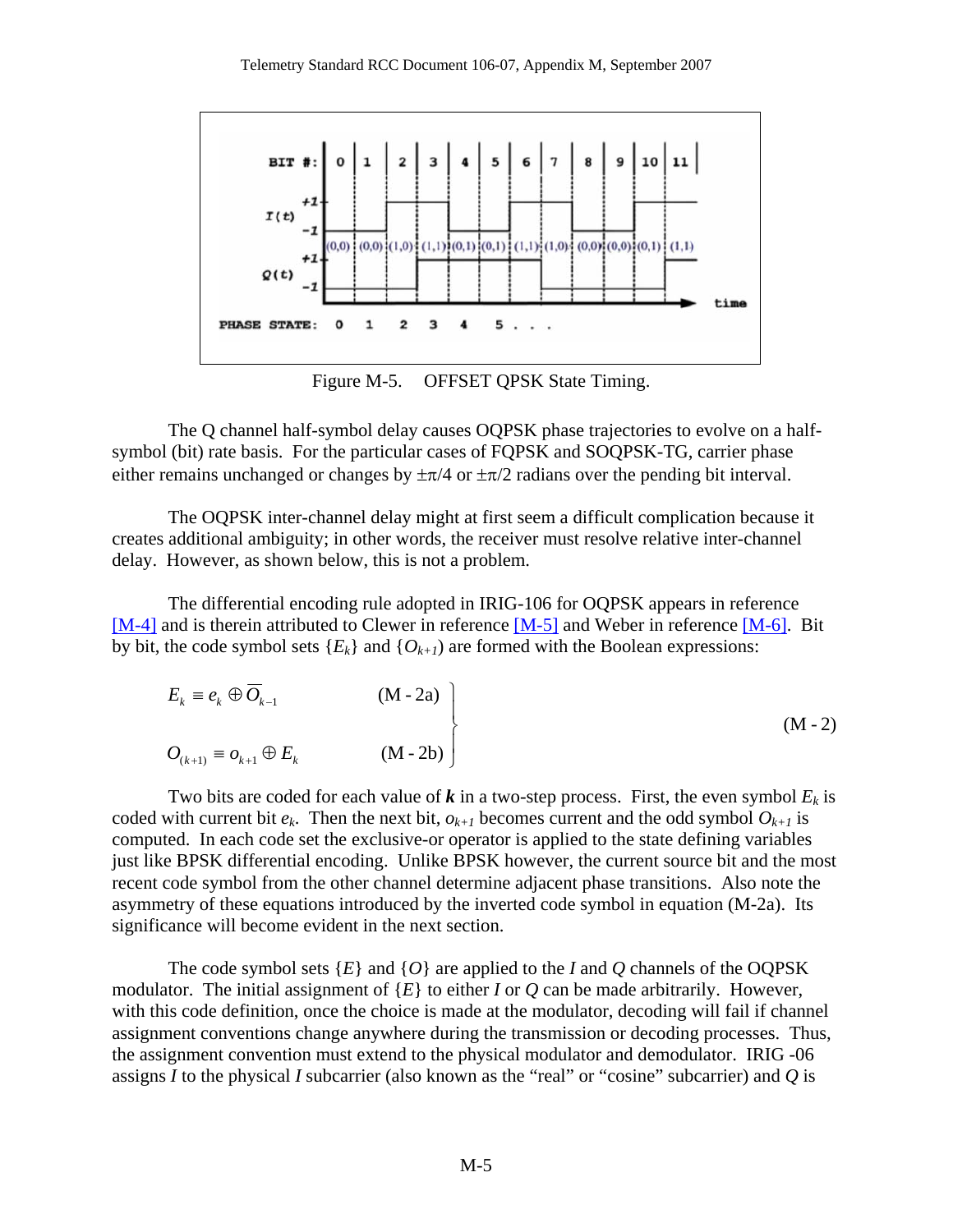Figure M-5. OFFSET QPSK State Timing.

The Q channel half-symbol delay causes OQPSK phase trajectories to evolve on a half-symbol (bit) rate basis. For the particular cases of FQPSK and SOQPSK-TG, carrier phase either remains unchanged or changes by $\pm\pi/4$ or $\pm\pi/2$ radians over the pending bit interval.

The OQPSK inter-channel delay might at first seem a difficult complication because it creates additional ambiguity; in other words, the receiver must resolve relative inter-channel delay. However, as shown below, this is not a problem.

The differential encoding rule adopted in IRIG-106 for OQPSK appears in reference [M-4] and is therein attributed to Clewer in reference [M-5] and Weber in reference [M-6]. Bit by bit, the code symbol sets $\{E_k\}$ and $\{O_{k+1}\}$ are formed with the Boolean expressions:

$$\left.\begin{aligned} E_k &\equiv e_k \oplus \overline{O}_{k-1} && \text{(M - 2a)} \\ O_{(k+1)} &\equiv o_{k+1} \oplus E_k && \text{(M - 2b)} \end{aligned}\right\} \qquad \text{(M - 2)}$$

Two bits are coded for each value of $\boldsymbol{k}$ in a two-step process. First, the even symbol $E_k$ is coded with current bit $e_k$. Then the next bit, $o_{k+1}$ becomes current and the odd symbol $O_{k+1}$ is computed. In each code set the exclusive-or operator is applied to the state defining variables just like BPSK differential encoding. Unlike BPSK however, the current source bit and the most recent code symbol from the other channel determine adjacent phase transitions. Also note the asymmetry of these equations introduced by the inverted code symbol in equation (M-2a). Its significance will become evident in the next section.

The code symbol sets $\{E\}$ and $\{O\}$ are applied to the $I$ and $Q$ channels of the OQPSK modulator. The initial assignment of $\{E\}$ to either $I$ or $Q$ can be made arbitrarily. However, with this code definition, once the choice is made at the modulator, decoding will fail if channel assignment conventions change anywhere during the transmission or decoding processes. Thus, the assignment convention must extend to the physical modulator and demodulator. IRIG -06 assigns $I$ to the physical $I$ subcarrier (also known as the “real” or “cosine” subcarrier) and $Q$ is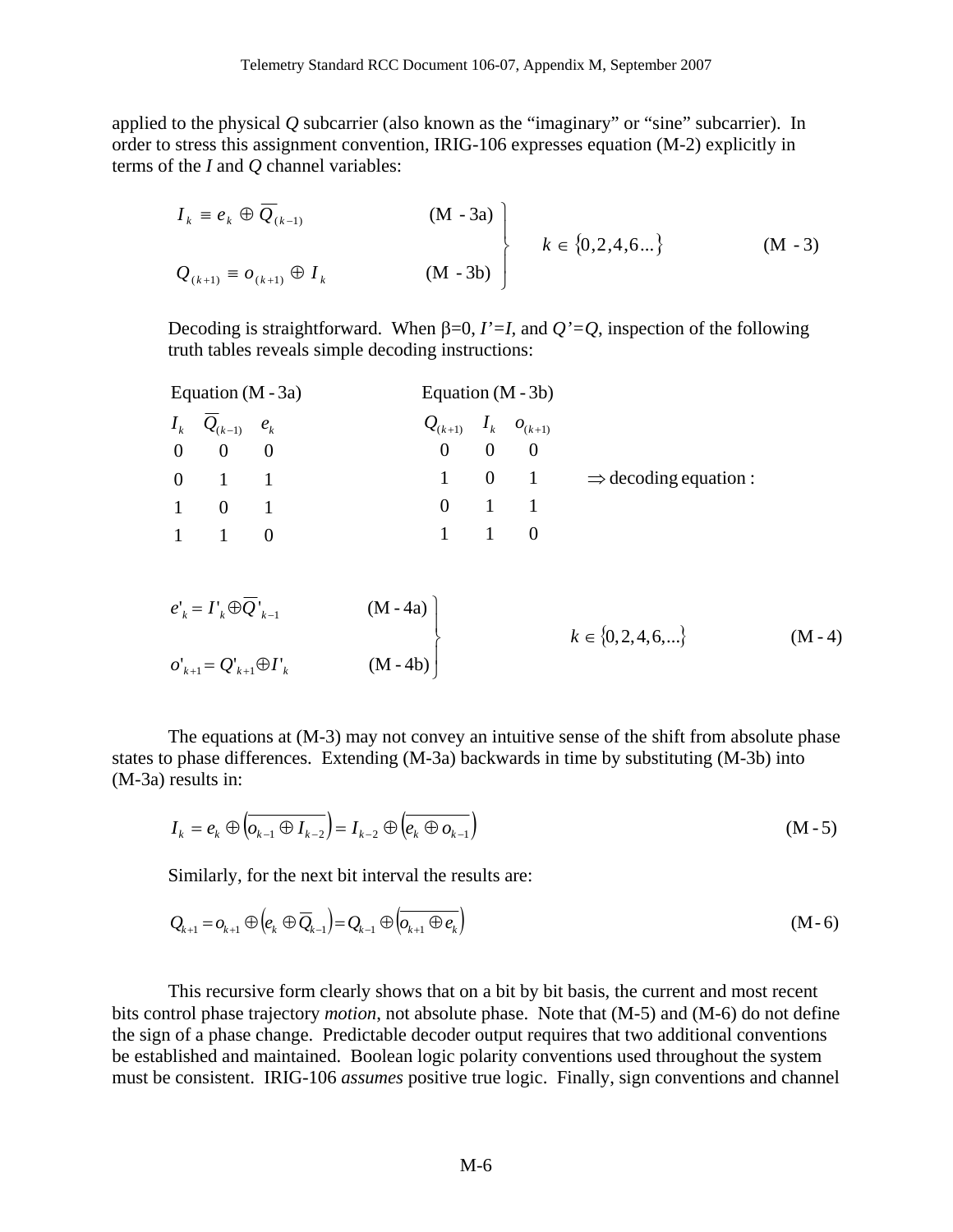applied to the physical *Q* subcarrier (also known as the "imaginary" or "sine" subcarrier). In order to stress this assignment convention, IRIG-106 expresses equation (M-2) explicitly in terms of the *I* and *Q* channel variables:

$$\left.\begin{array}{ll} I_k \equiv e_k \oplus \overline{Q}_{(k-1)} & \text{(M - 3a)} \\ Q_{(k+1)} \equiv o_{(k+1)} \oplus I_k & \text{(M - 3b)} \end{array}\right\} \quad k \in \{0,2,4,6...\} \qquad \text{(M - 3)}$$

Decoding is straightforward. When β=0, *I'=I*, and *Q'=Q*, inspection of the following truth tables reveals simple decoding instructions:

Equation (M - 3a)

| $I_k$ | $\overline{Q}_{(k-1)}$ | $e_k$ |
|---|---|---|
| 0 | 0 | 0 |
| 0 | 1 | 1 |
| 1 | 0 | 1 |
| 1 | 1 | 0 |

Equation (M - 3b)

| $Q_{(k+1)}$ | $I_k$ | $o_{(k+1)}$ |
|---|---|---|
| 0 | 0 | 0 |
| 1 | 0 | 1 |
| 0 | 1 | 1 |
| 1 | 1 | 0 |

$\Rightarrow$ decoding equation :

$$\left.\begin{array}{ll} e'_k = I'_k \oplus \overline{Q}'_{k-1} & \text{(M - 4a)} \\ o'_{k+1} = Q'_{k+1} \oplus I'_k & \text{(M - 4b)} \end{array}\right\} \quad k \in \{0,2,4,6,...\} \qquad \text{(M - 4)}$$

The equations at (M-3) may not convey an intuitive sense of the shift from absolute phase states to phase differences. Extending (M-3a) backwards in time by substituting (M-3b) into (M-3a) results in:

$$I_k = e_k \oplus \left(\overline{o_{k-1} \oplus I_{k-2}}\right) = I_{k-2} \oplus \left(\overline{e_k \oplus o_{k-1}}\right) \qquad \text{(M - 5)}$$

Similarly, for the next bit interval the results are:

$$Q_{k+1} = o_{k+1} \oplus \left(e_k \oplus \overline{Q}_{k-1}\right) = Q_{k-1} \oplus \left(\overline{o_{k+1} \oplus e_k}\right) \qquad \text{(M - 6)}$$

This recursive form clearly shows that on a bit by bit basis, the current and most recent bits control phase trajectory *motion*, not absolute phase. Note that (M-5) and (M-6) do not define the sign of a phase change. Predictable decoder output requires that two additional conventions be established and maintained. Boolean logic polarity conventions used throughout the system must be consistent. IRIG-106 *assumes* positive true logic. Finally, sign conventions and channel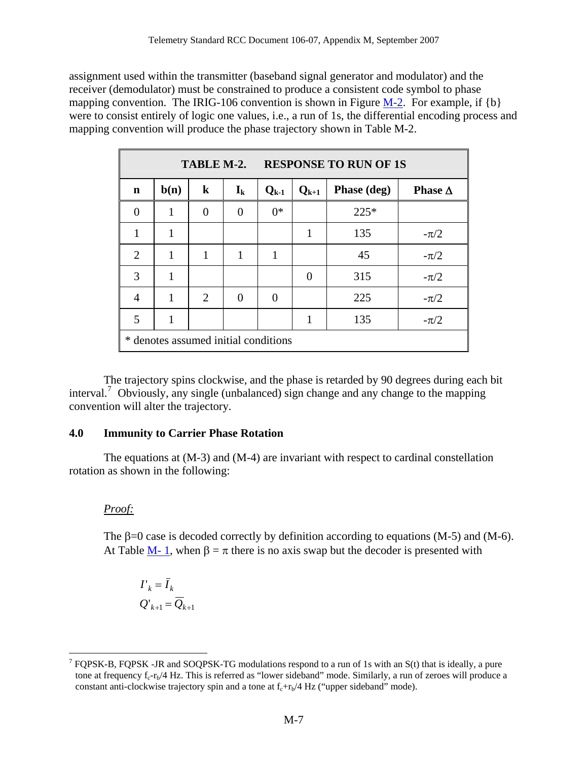assignment used within the transmitter (baseband signal generator and modulator) and the receiver (demodulator) must be constrained to produce a consistent code symbol to phase mapping convention. The IRIG-106 convention is shown in Figure M-2. For example, if {b} were to consist entirely of logic one values, i.e., a run of 1s, the differential encoding process and mapping convention will produce the phase trajectory shown in Table M-2.

| TABLE M-2. RESPONSE TO RUN OF 1S | | | | | | | |
|---|---|---|---|---|---|---|---|
| n | b(n) | k | $I_k$ | $Q_{k-1}$ | $Q_{k+1}$ | Phase (deg) | Phase Δ |
| 0 | 1 | 0 | 0 | 0* | | 225* | |
| 1 | 1 | | | | 1 | 135 | $-\pi/2$ |
| 2 | 1 | 1 | 1 | 1 | | 45 | $-\pi/2$ |
| 3 | 1 | | | | 0 | 315 | $-\pi/2$ |
| 4 | 1 | 2 | 0 | 0 | | 225 | $-\pi/2$ |
| 5 | 1 | | | | 1 | 135 | $-\pi/2$ |
| * denotes assumed initial conditions | | | | | | | |

The trajectory spins clockwise, and the phase is retarded by 90 degrees during each bit interval.[7] Obviously, any single (unbalanced) sign change and any change to the mapping convention will alter the trajectory.

## 4.0 Immunity to Carrier Phase Rotation

The equations at (M-3) and (M-4) are invariant with respect to cardinal constellation rotation as shown in the following:

*Proof:*

The $\beta$=0 case is decoded correctly by definition according to equations (M-5) and (M-6). At Table M- 1, when $\beta = \pi$ there is no axis swap but the decoder is presented with

$$I'_k = \bar{I}_k$$
$$Q'_{k+1} = \bar{Q}_{k+1}$$

---

[7] FQPSK-B, FQPSK -JR and SOQPSK-TG modulations respond to a run of 1s with an S(t) that is ideally, a pure tone at frequency $f_c$-$r_b$/4 Hz. This is referred as "lower sideband" mode. Similarly, a run of zeroes will produce a constant anti-clockwise trajectory spin and a tone at $f_c$+$r_b$/4 Hz ("upper sideband" mode).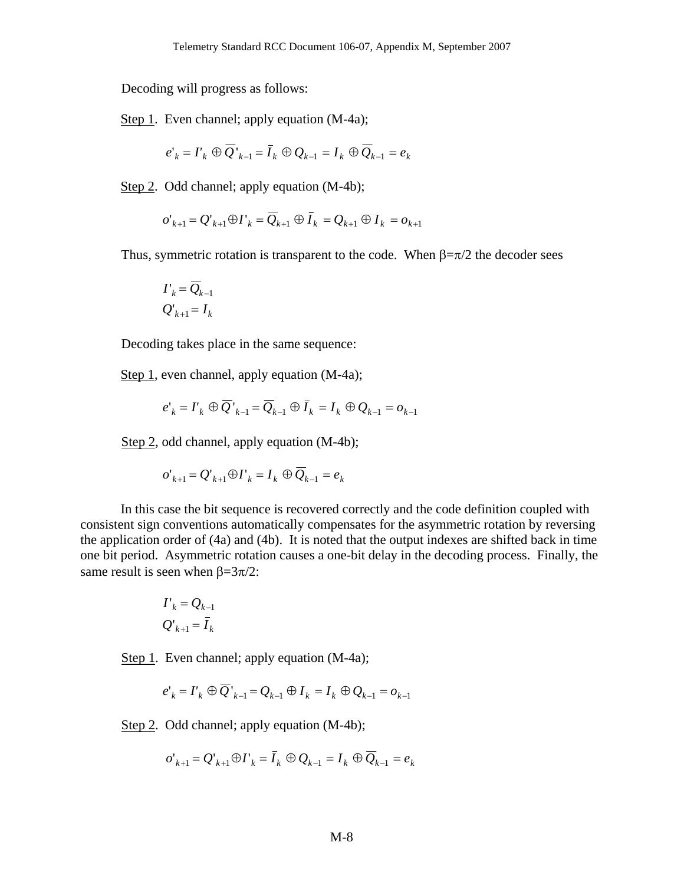Decoding will progress as follows:

Step 1. Even channel; apply equation (M-4a);

$$e'_k = I'_k \oplus \overline{Q}'_{k-1} = \bar{I}_k \oplus Q_{k-1} = I_k \oplus \overline{Q}_{k-1} = e_k$$

Step 2. Odd channel; apply equation (M-4b);

$$o'_{k+1} = Q'_{k+1} \oplus I'_k = \overline{Q}_{k+1} \oplus \bar{I}_k = Q_{k+1} \oplus I_k = o_{k+1}$$

Thus, symmetric rotation is transparent to the code. When β=π/2 the decoder sees

$$I'_k = \overline{Q}_{k-1}$$
$$Q'_{k+1} = I_k$$

Decoding takes place in the same sequence:

Step 1, even channel, apply equation (M-4a);

$$e'_k = I'_k \oplus \overline{Q}'_{k-1} = \overline{Q}_{k-1} \oplus \bar{I}_k = I_k \oplus Q_{k-1} = o_{k-1}$$

Step 2, odd channel, apply equation (M-4b);

$$o'_{k+1} = Q'_{k+1} \oplus I'_k = I_k \oplus \overline{Q}_{k-1} = e_k$$

In this case the bit sequence is recovered correctly and the code definition coupled with consistent sign conventions automatically compensates for the asymmetric rotation by reversing the application order of (4a) and (4b). It is noted that the output indexes are shifted back in time one bit period. Asymmetric rotation causes a one-bit delay in the decoding process. Finally, the same result is seen when β=3π/2:

$$I'_k = Q_{k-1}$$
$$Q'_{k+1} = \bar{I}_k$$

Step 1. Even channel; apply equation (M-4a);

$$e'_k = I'_k \oplus \overline{Q}'_{k-1} = Q_{k-1} \oplus I_k = I_k \oplus Q_{k-1} = o_{k-1}$$

Step 2. Odd channel; apply equation (M-4b);

$$o'_{k+1} = Q'_{k+1} \oplus I'_k = \bar{I}_k \oplus Q_{k-1} = I_k \oplus \overline{Q}_{k-1} = e_k$$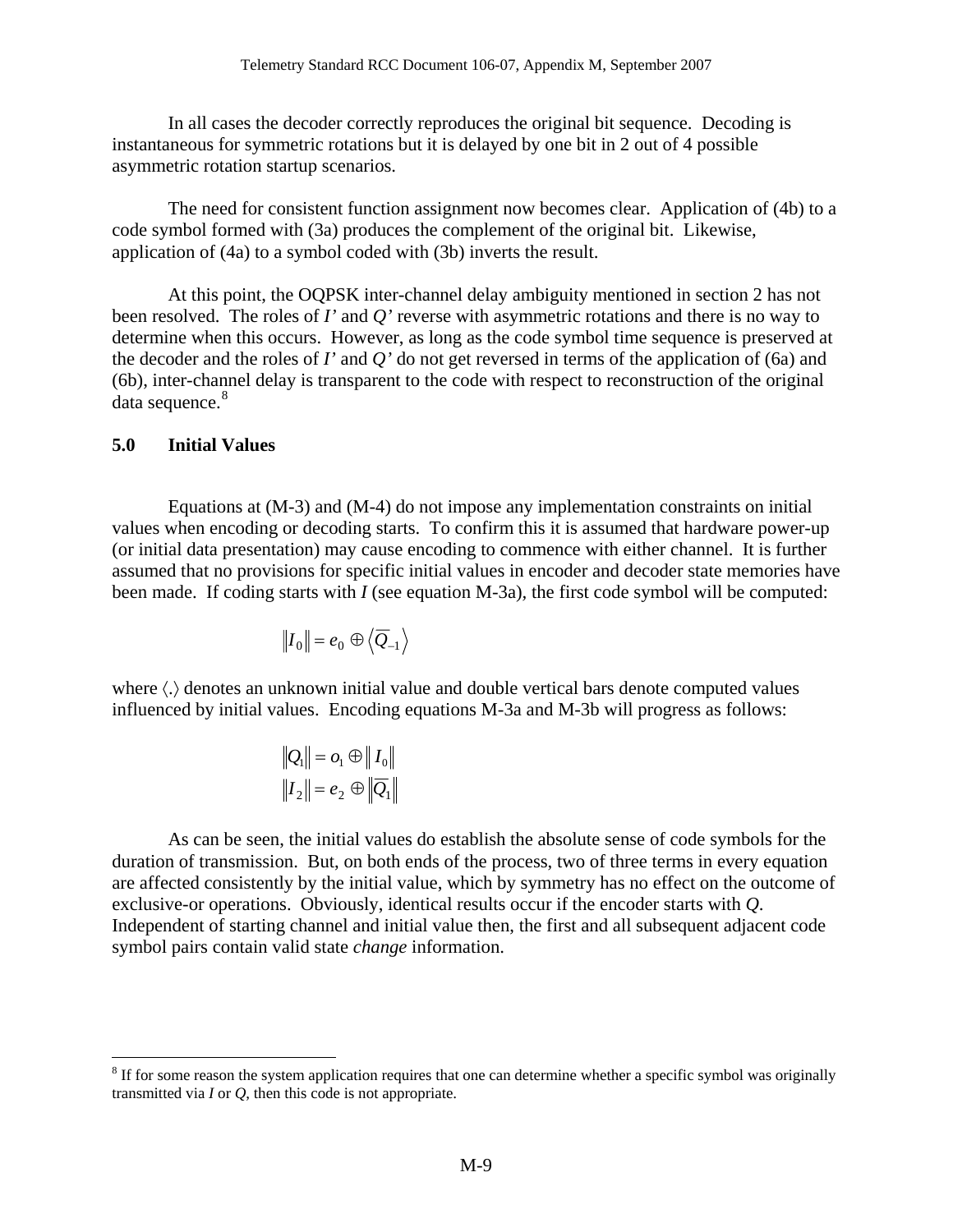In all cases the decoder correctly reproduces the original bit sequence. Decoding is instantaneous for symmetric rotations but it is delayed by one bit in 2 out of 4 possible asymmetric rotation startup scenarios.

The need for consistent function assignment now becomes clear. Application of (4b) to a code symbol formed with (3a) produces the complement of the original bit. Likewise, application of (4a) to a symbol coded with (3b) inverts the result.

At this point, the OQPSK inter-channel delay ambiguity mentioned in section 2 has not been resolved. The roles of *I’* and *Q’* reverse with asymmetric rotations and there is no way to determine when this occurs. However, as long as the code symbol time sequence is preserved at the decoder and the roles of *I’* and *Q’* do not get reversed in terms of the application of (6a) and (6b), inter-channel delay is transparent to the code with respect to reconstruction of the original data sequence.[8]

## 5.0 Initial Values

Equations at (M-3) and (M-4) do not impose any implementation constraints on initial values when encoding or decoding starts. To confirm this it is assumed that hardware power-up (or initial data presentation) may cause encoding to commence with either channel. It is further assumed that no provisions for specific initial values in encoder and decoder state memories have been made. If coding starts with *I* (see equation M-3a), the first code symbol will be computed:

$$\|I_0\| = e_0 \oplus \left\langle \overline{Q}_{-1} \right\rangle$$

where $\langle . \rangle$ denotes an unknown initial value and double vertical bars denote computed values influenced by initial values. Encoding equations M-3a and M-3b will progress as follows:

$$\|Q_1\| = o_1 \oplus \| I_0 \|$$
$$\|I_2\| = e_2 \oplus \left\|\overline{Q}_1\right\|$$

As can be seen, the initial values do establish the absolute sense of code symbols for the duration of transmission. But, on both ends of the process, two of three terms in every equation are affected consistently by the initial value, which by symmetry has no effect on the outcome of exclusive-or operations. Obviously, identical results occur if the encoder starts with *Q*. Independent of starting channel and initial value then, the first and all subsequent adjacent code symbol pairs contain valid state *change* information.

---

[8] If for some reason the system application requires that one can determine whether a specific symbol was originally transmitted via *I* or *Q*, then this code is not appropriate.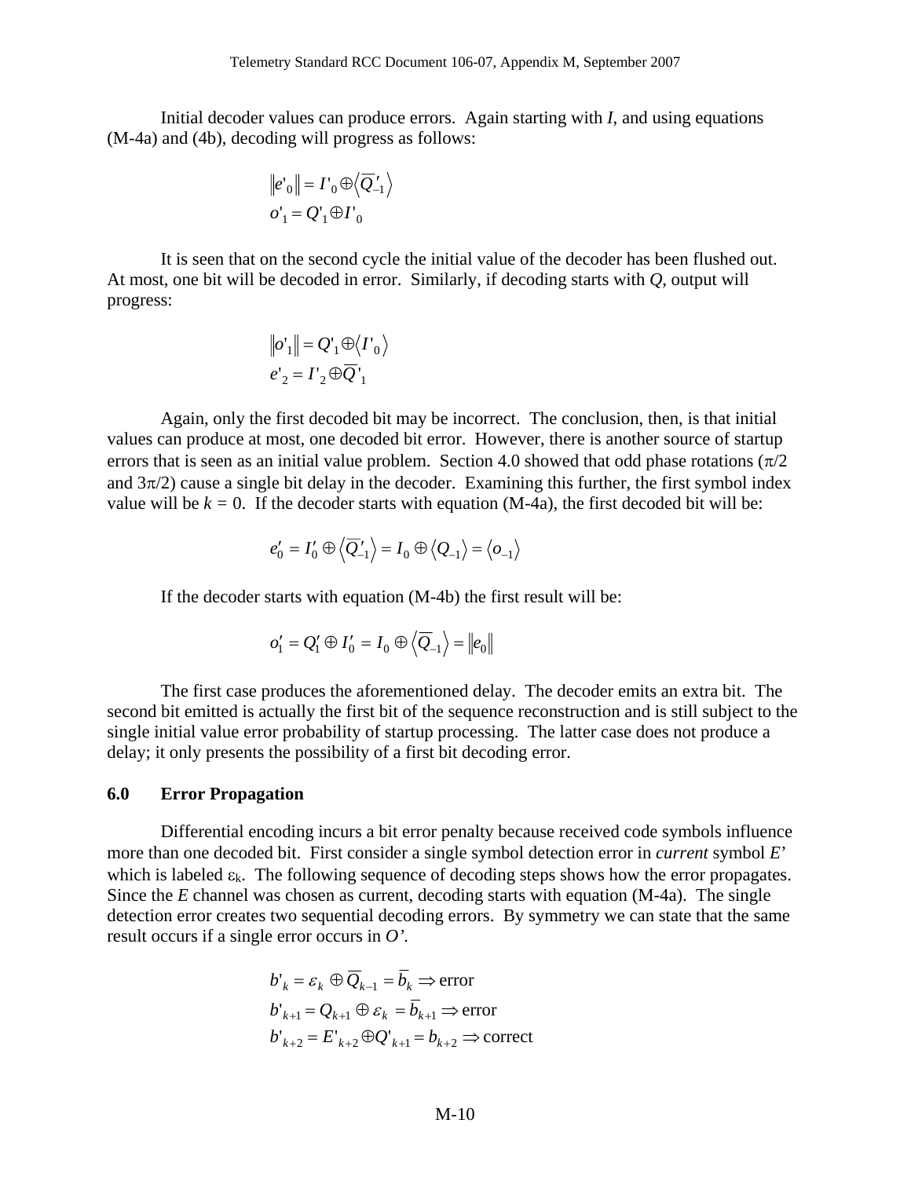Initial decoder values can produce errors. Again starting with $I$, and using equations (M-4a) and (4b), decoding will progress as follows:

$$\|e'_0\| = I'_0 \oplus \langle \overline{Q}'_{-1} \rangle$$
$$o'_1 = Q'_1 \oplus I'_0$$

It is seen that on the second cycle the initial value of the decoder has been flushed out. At most, one bit will be decoded in error. Similarly, if decoding starts with $Q$, output will progress:

$$\|o'_1\| = Q'_1 \oplus \langle I'_0 \rangle$$
$$e'_2 = I'_2 \oplus \overline{Q}'_1$$

Again, only the first decoded bit may be incorrect. The conclusion, then, is that initial values can produce at most, one decoded bit error. However, there is another source of startup errors that is seen as an initial value problem. Section 4.0 showed that odd phase rotations ($\pi/2$ and $3\pi/2$) cause a single bit delay in the decoder. Examining this further, the first symbol index value will be $k = 0$. If the decoder starts with equation (M-4a), the first decoded bit will be:

$$e'_0 = I'_0 \oplus \langle \overline{Q}'_{-1} \rangle = I_0 \oplus \langle Q_{-1} \rangle = \langle o_{-1} \rangle$$

If the decoder starts with equation (M-4b) the first result will be:

$$o'_1 = Q'_1 \oplus I'_0 = I_0 \oplus \langle \overline{Q}_{-1} \rangle = \|e_0\|$$

The first case produces the aforementioned delay. The decoder emits an extra bit. The second bit emitted is actually the first bit of the sequence reconstruction and is still subject to the single initial value error probability of startup processing. The latter case does not produce a delay; it only presents the possibility of a first bit decoding error.

## 6.0 Error Propagation

Differential encoding incurs a bit error penalty because received code symbols influence more than one decoded bit. First consider a single symbol detection error in *current* symbol $E'$ which is labeled $\varepsilon_k$. The following sequence of decoding steps shows how the error propagates. Since the $E$ channel was chosen as current, decoding starts with equation (M-4a). The single detection error creates two sequential decoding errors. By symmetry we can state that the same result occurs if a single error occurs in $O'$.

$$b'_k = \varepsilon_k \oplus \overline{Q}_{k-1} = \overline{b}_k \Rightarrow \text{error}$$
$$b'_{k+1} = Q_{k+1} \oplus \varepsilon_k = \overline{b}_{k+1} \Rightarrow \text{error}$$
$$b'_{k+2} = E'_{k+2} \oplus Q'_{k+1} = b_{k+2} \Rightarrow \text{correct}$$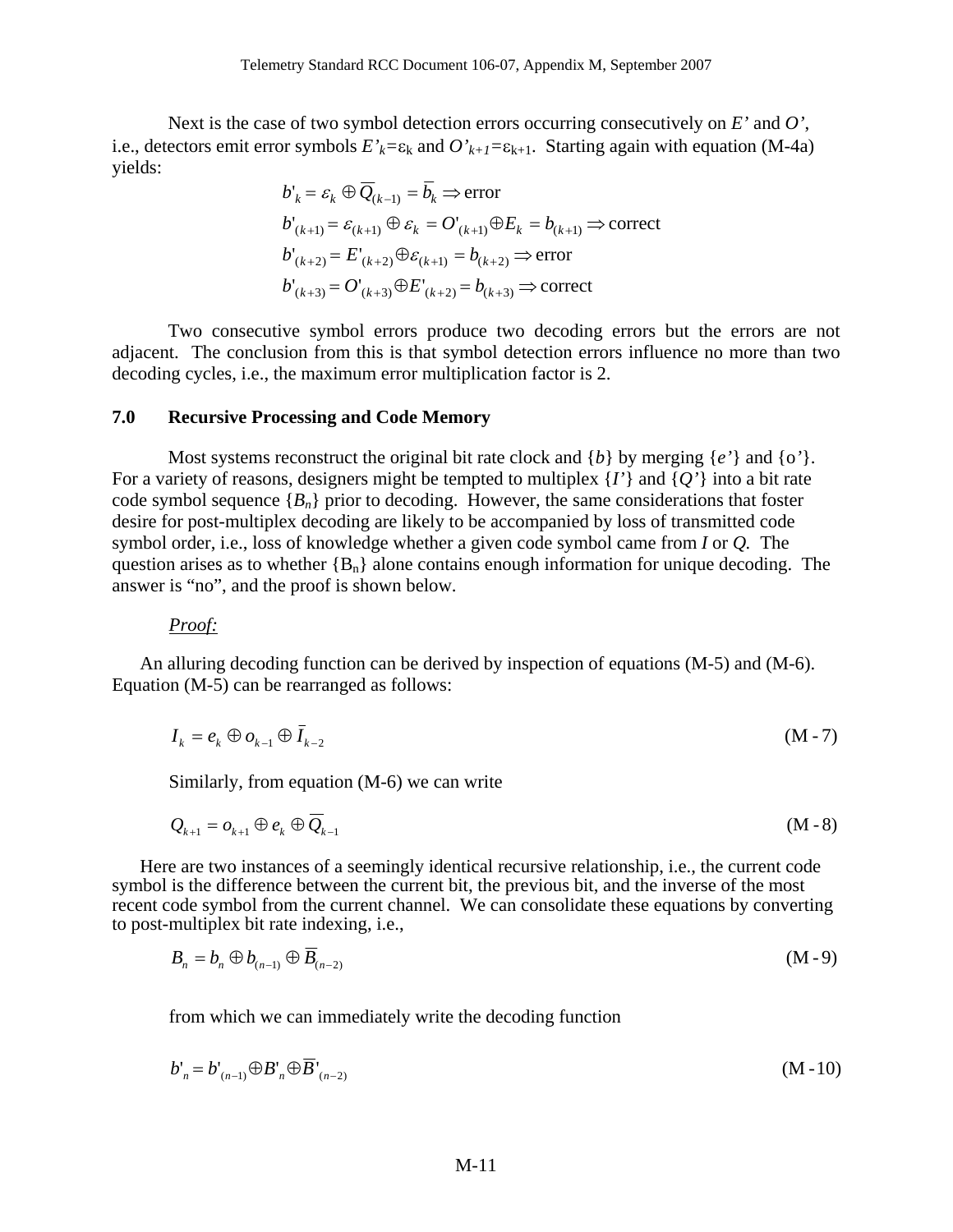Next is the case of two symbol detection errors occurring consecutively on *E'* and *O'*, i.e., detectors emit error symbols $E'_k=\varepsilon_k$ and $O'_{k+1}=\varepsilon_{k+1}$. Starting again with equation (M-4a) yields:

$$b'_k = \varepsilon_k \oplus \overline{Q}_{(k-1)} = \overline{b}_k \Rightarrow \text{error}$$

$$b'_{(k+1)} = \varepsilon_{(k+1)} \oplus \varepsilon_k = O'_{(k+1)} \oplus E_k = b_{(k+1)} \Rightarrow \text{correct}$$

$$b'_{(k+2)} = E'_{(k+2)} \oplus \varepsilon_{(k+1)} = b_{(k+2)} \Rightarrow \text{error}$$

$$b'_{(k+3)} = O'_{(k+3)} \oplus E'_{(k+2)} = b_{(k+3)} \Rightarrow \text{correct}$$

Two consecutive symbol errors produce two decoding errors but the errors are not adjacent. The conclusion from this is that symbol detection errors influence no more than two decoding cycles, i.e., the maximum error multiplication factor is 2.

## 7.0 Recursive Processing and Code Memory

Most systems reconstruct the original bit rate clock and $\{b\}$ by merging $\{e'\}$ and $\{o'\}$. For a variety of reasons, designers might be tempted to multiplex $\{I'\}$ and $\{Q'\}$ into a bit rate code symbol sequence $\{B_n\}$ prior to decoding. However, the same considerations that foster desire for post-multiplex decoding are likely to be accompanied by loss of transmitted code symbol order, i.e., loss of knowledge whether a given code symbol came from *I* or *Q.* The question arises as to whether $\{B_n\}$ alone contains enough information for unique decoding. The answer is "no", and the proof is shown below.

*Proof:*

An alluring decoding function can be derived by inspection of equations (M-5) and (M-6). Equation (M-5) can be rearranged as follows:

$$I_k = e_k \oplus o_{k-1} \oplus \overline{I}_{k-2} \tag{M-7}$$

Similarly, from equation (M-6) we can write

$$Q_{k+1} = o_{k+1} \oplus e_k \oplus \overline{Q}_{k-1} \tag{M-8}$$

Here are two instances of a seemingly identical recursive relationship, i.e., the current code symbol is the difference between the current bit, the previous bit, and the inverse of the most recent code symbol from the current channel. We can consolidate these equations by converting to post-multiplex bit rate indexing, i.e.,

$$B_n = b_n \oplus b_{(n-1)} \oplus \overline{B}_{(n-2)} \tag{M-9}$$

from which we can immediately write the decoding function

$$b'_n = b'_{(n-1)} \oplus B'_n \oplus \overline{B}'_{(n-2)} \tag{M-10}$$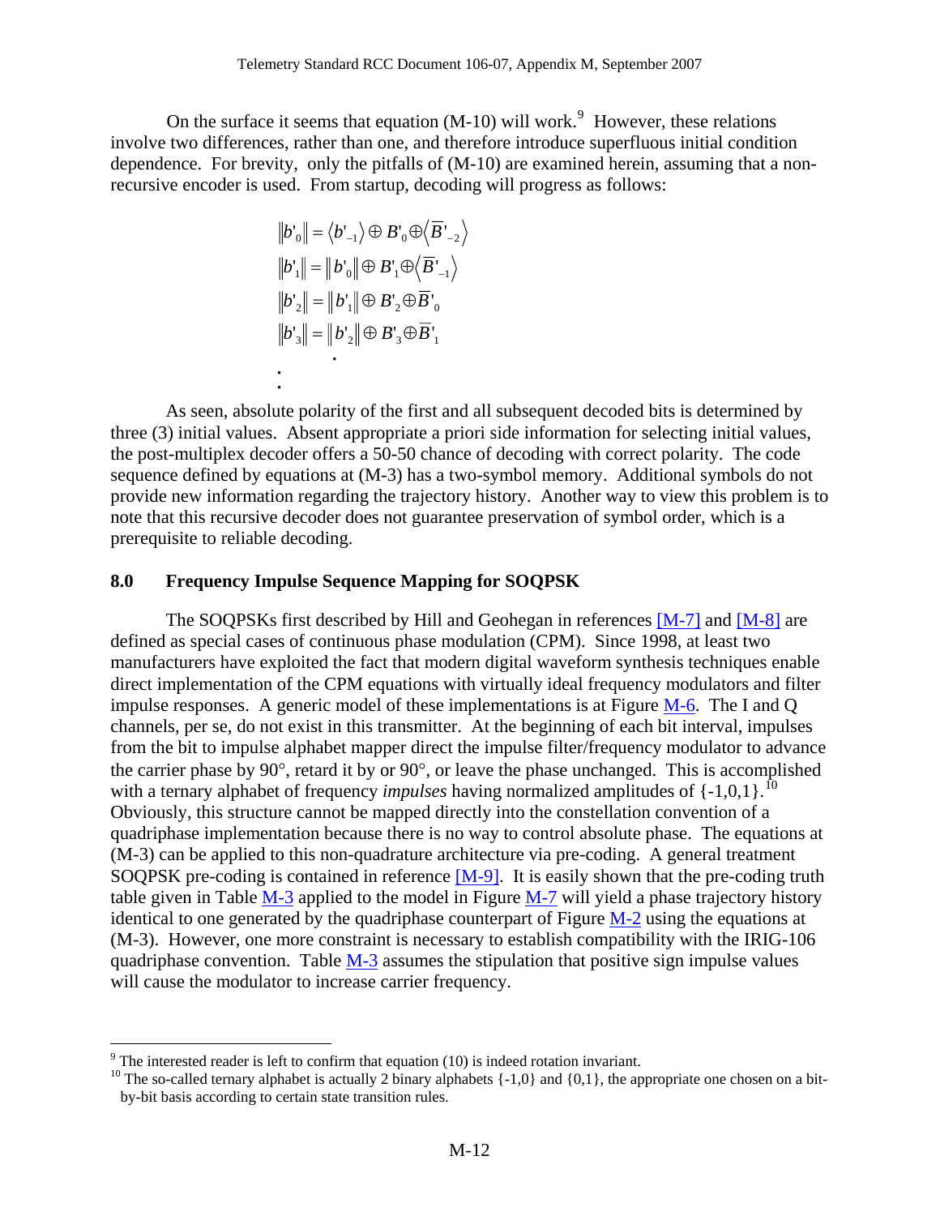On the surface it seems that equation (M-10) will work.[9] However, these relations involve two differences, rather than one, and therefore introduce superfluous initial condition dependence. For brevity, only the pitfalls of (M-10) are examined herein, assuming that a non-recursive encoder is used. From startup, decoding will progress as follows:

$$\|b'_0\| = \langle b'_{-1}\rangle \oplus B'_0 \oplus \langle \overline{B}'_{-2}\rangle$$

$$\|b'_1\| = \|b'_0\| \oplus B'_1 \oplus \langle \overline{B}'_{-1}\rangle$$

$$\|b'_2\| = \|b'_1\| \oplus B'_2 \oplus \overline{B}'_0$$

$$\|b'_3\| = \|b'_2\| \oplus B'_3 \oplus \overline{B}'_1$$

$$\vdots$$

As seen, absolute polarity of the first and all subsequent decoded bits is determined by three (3) initial values. Absent appropriate a priori side information for selecting initial values, the post-multiplex decoder offers a 50-50 chance of decoding with correct polarity. The code sequence defined by equations at (M-3) has a two-symbol memory. Additional symbols do not provide new information regarding the trajectory history. Another way to view this problem is to note that this recursive decoder does not guarantee preservation of symbol order, which is a prerequisite to reliable decoding.

## 8.0 Frequency Impulse Sequence Mapping for SOQPSK

The SOQPSKs first described by Hill and Geohegan in references [M-7] and [M-8] are defined as special cases of continuous phase modulation (CPM). Since 1998, at least two manufacturers have exploited the fact that modern digital waveform synthesis techniques enable direct implementation of the CPM equations with virtually ideal frequency modulators and filter impulse responses. A generic model of these implementations is at Figure M-6. The I and Q channels, per se, do not exist in this transmitter. At the beginning of each bit interval, impulses from the bit to impulse alphabet mapper direct the impulse filter/frequency modulator to advance the carrier phase by 90°, retard it by or 90°, or leave the phase unchanged. This is accomplished with a ternary alphabet of frequency *impulses* having normalized amplitudes of {-1,0,1}.[10] Obviously, this structure cannot be mapped directly into the constellation convention of a quadriphase implementation because there is no way to control absolute phase. The equations at (M-3) can be applied to this non-quadrature architecture via pre-coding. A general treatment SOQPSK pre-coding is contained in reference [M-9]. It is easily shown that the pre-coding truth table given in Table M-3 applied to the model in Figure M-7 will yield a phase trajectory history identical to one generated by the quadriphase counterpart of Figure M-2 using the equations at (M-3). However, one more constraint is necessary to establish compatibility with the IRIG-106 quadriphase convention. Table M-3 assumes the stipulation that positive sign impulse values will cause the modulator to increase carrier frequency.

---

[9] The interested reader is left to confirm that equation (10) is indeed rotation invariant.

[10] The so-called ternary alphabet is actually 2 binary alphabets {-1,0} and {0,1}, the appropriate one chosen on a bit-by-bit basis according to certain state transition rules.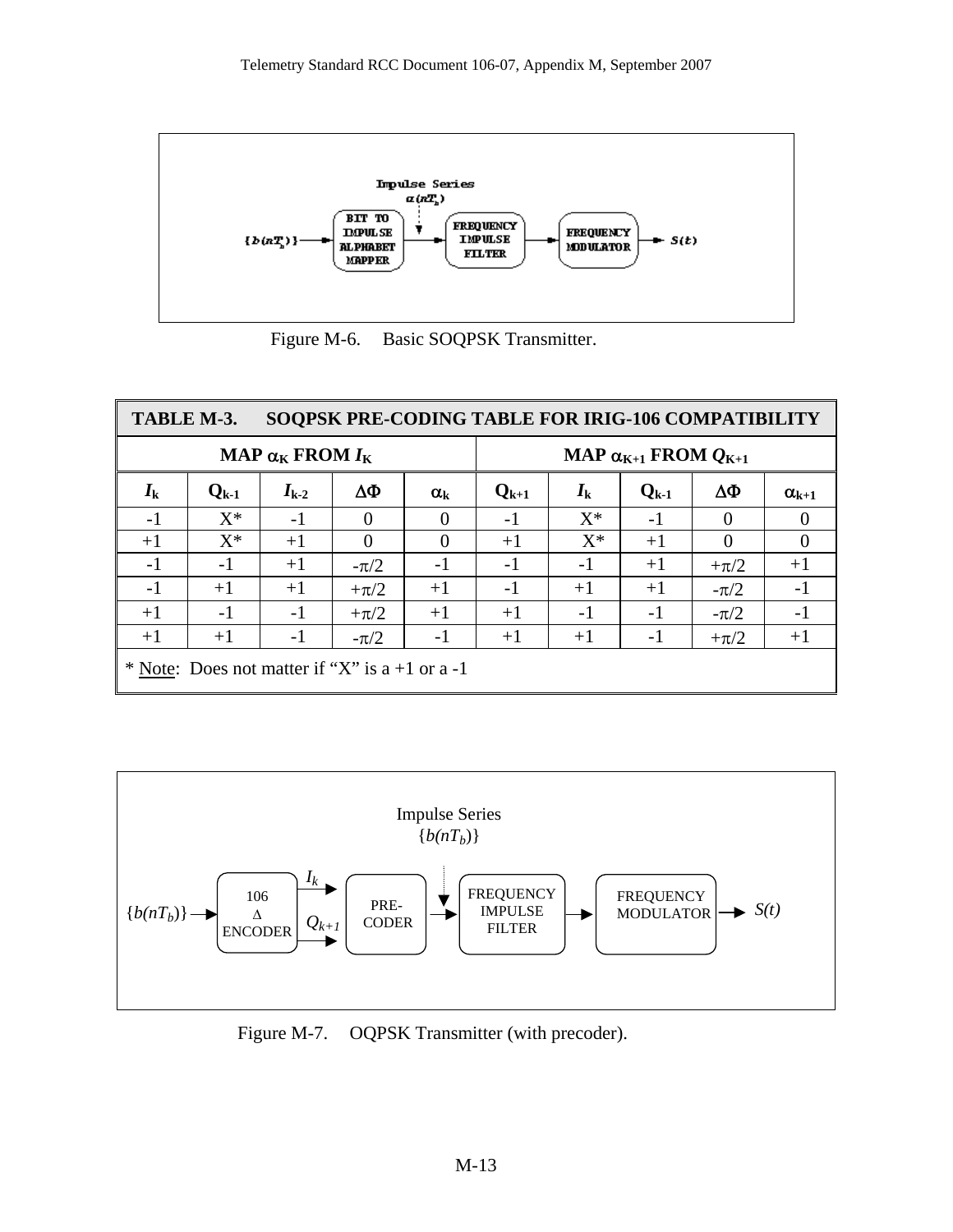Figure M-6. Basic SOQPSK Transmitter.

| TABLE M-3. SOQPSK PRE-CODING TABLE FOR IRIG-106 COMPATIBILITY | | | | | | | | | |
|---|---|---|---|---|---|---|---|---|---|
| MAP $\alpha_K$ FROM $I_K$ | | | | | MAP $\alpha_{K+1}$ FROM $Q_{K+1}$ | | | | |
| $I_k$ | $Q_{k-1}$ | $I_{k-2}$ | $\Delta\Phi$ | $\alpha_k$ | $Q_{k+1}$ | $I_k$ | $Q_{k-1}$ | $\Delta\Phi$ | $\alpha_{k+1}$ |
| -1 | X* | -1 | 0 | 0 | -1 | X* | -1 | 0 | 0 |
| +1 | X* | +1 | 0 | 0 | +1 | X* | +1 | 0 | 0 |
| -1 | -1 | +1 | $-\pi/2$ | -1 | -1 | -1 | +1 | $+\pi/2$ | +1 |
| -1 | +1 | +1 | $+\pi/2$ | +1 | -1 | +1 | +1 | $-\pi/2$ | -1 |
| +1 | -1 | -1 | $+\pi/2$ | +1 | +1 | -1 | -1 | $-\pi/2$ | -1 |
| +1 | +1 | -1 | $-\pi/2$ | -1 | +1 | +1 | -1 | $+\pi/2$ | +1 |
| * Note: Does not matter if "X" is a +1 or a -1 | | | | | | | | | |

Figure M-7. OQPSK Transmitter (with precoder).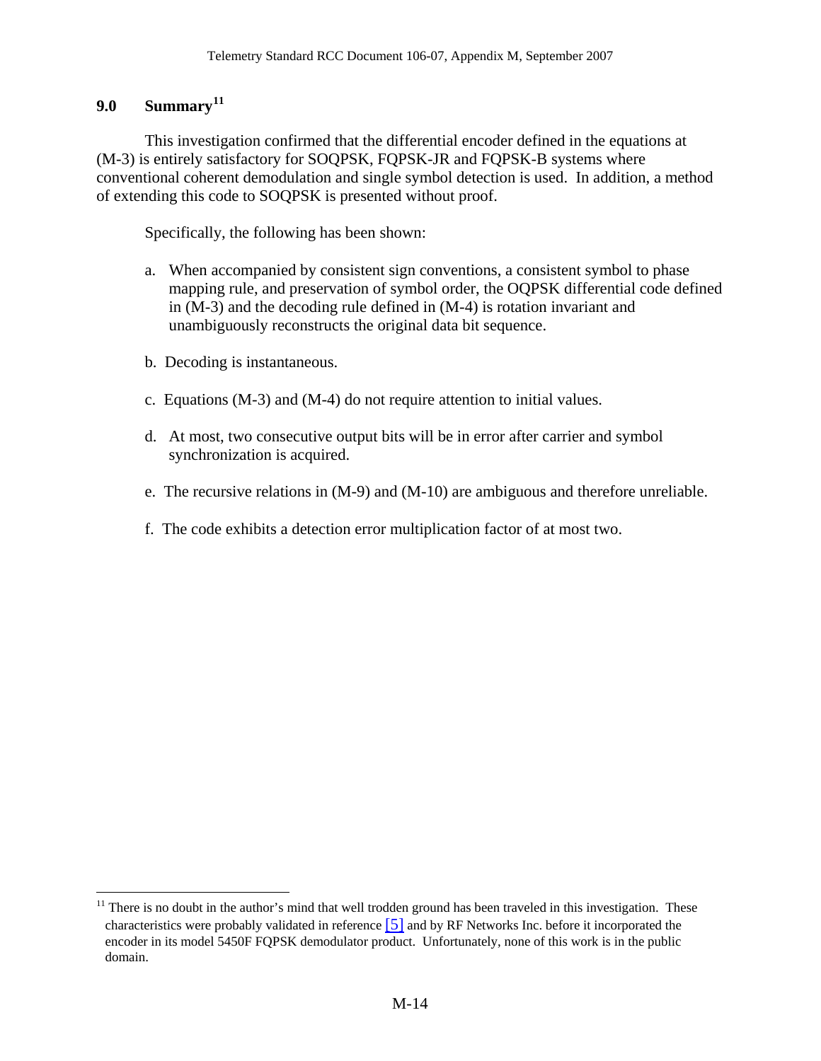## 9.0 Summary[11]

This investigation confirmed that the differential encoder defined in the equations at (M-3) is entirely satisfactory for SOQPSK, FQPSK-JR and FQPSK-B systems where conventional coherent demodulation and single symbol detection is used. In addition, a method of extending this code to SOQPSK is presented without proof.

Specifically, the following has been shown:

a. When accompanied by consistent sign conventions, a consistent symbol to phase mapping rule, and preservation of symbol order, the OQPSK differential code defined in (M-3) and the decoding rule defined in (M-4) is rotation invariant and unambiguously reconstructs the original data bit sequence.

b. Decoding is instantaneous.

c. Equations (M-3) and (M-4) do not require attention to initial values.

d. At most, two consecutive output bits will be in error after carrier and symbol synchronization is acquired.

e. The recursive relations in (M-9) and (M-10) are ambiguous and therefore unreliable.

f. The code exhibits a detection error multiplication factor of at most two.

---

[11] There is no doubt in the author's mind that well trodden ground has been traveled in this investigation. These characteristics were probably validated in reference [5] and by RF Networks Inc. before it incorporated the encoder in its model 5450F FQPSK demodulator product. Unfortunately, none of this work is in the public domain.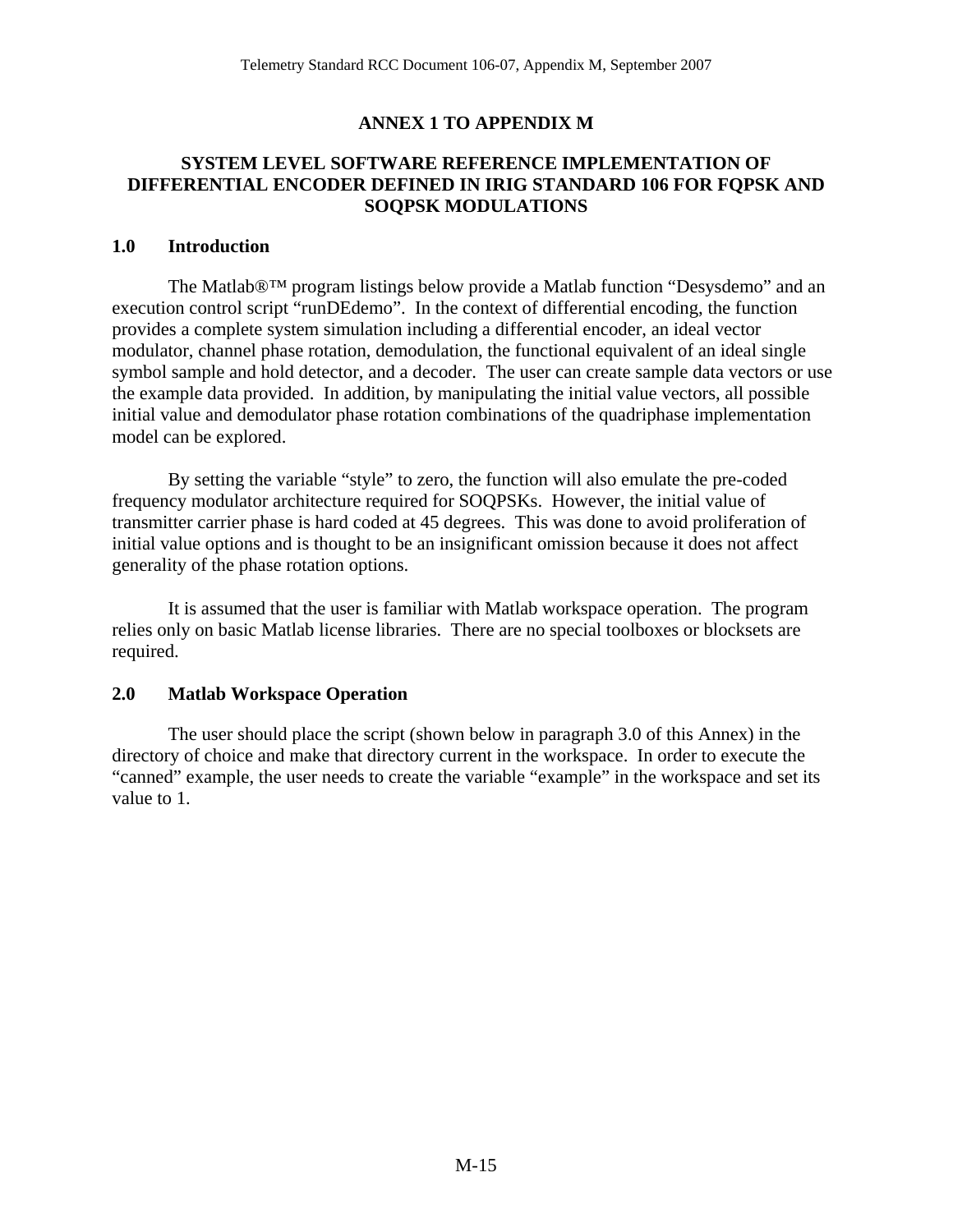# ANNEX 1 TO APPENDIX M

## SYSTEM LEVEL SOFTWARE REFERENCE IMPLEMENTATION OF DIFFERENTIAL ENCODER DEFINED IN IRIG STANDARD 106 FOR FQPSK AND SOQPSK MODULATIONS

### 1.0 Introduction

The Matlab®™ program listings below provide a Matlab function "Desysdemo" and an execution control script "runDEdemo". In the context of differential encoding, the function provides a complete system simulation including a differential encoder, an ideal vector modulator, channel phase rotation, demodulation, the functional equivalent of an ideal single symbol sample and hold detector, and a decoder. The user can create sample data vectors or use the example data provided. In addition, by manipulating the initial value vectors, all possible initial value and demodulator phase rotation combinations of the quadriphase implementation model can be explored.

By setting the variable "style" to zero, the function will also emulate the pre-coded frequency modulator architecture required for SOQPSKs. However, the initial value of transmitter carrier phase is hard coded at 45 degrees. This was done to avoid proliferation of initial value options and is thought to be an insignificant omission because it does not affect generality of the phase rotation options.

It is assumed that the user is familiar with Matlab workspace operation. The program relies only on basic Matlab license libraries. There are no special toolboxes or blocksets are required.

### 2.0 Matlab Workspace Operation

The user should place the script (shown below in paragraph 3.0 of this Annex) in the directory of choice and make that directory current in the workspace. In order to execute the "canned" example, the user needs to create the variable "example" in the workspace and set its value to 1.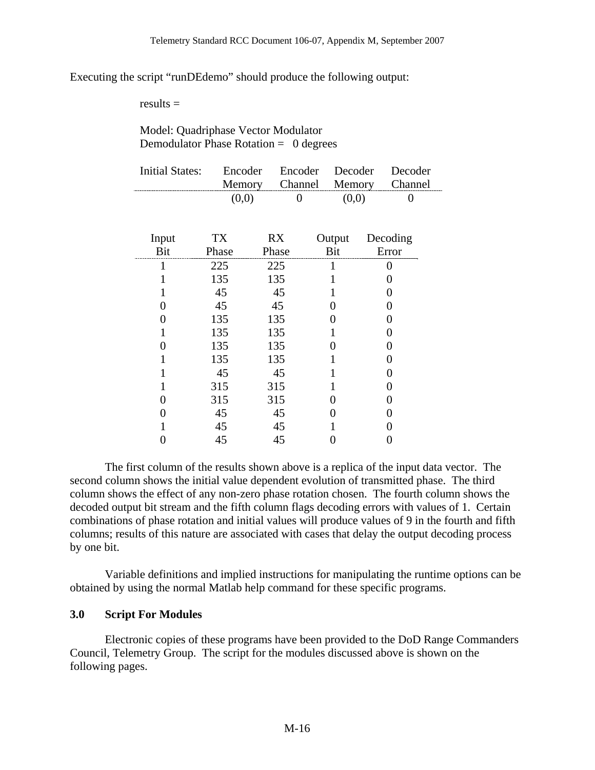Executing the script "runDEdemo" should produce the following output:

results =

Model: Quadriphase Vector Modulator
Demodulator Phase Rotation = 0 degrees

| Initial States: | Encoder Memory | Encoder Channel | Decoder Memory | Decoder Channel |
|---|---|---|---|---|
| | (0,0) | 0 | (0,0) | 0 |

| Input Bit | TX Phase | RX Phase | Output Bit | Decoding Error |
|---|---|---|---|---|
| 1 | 225 | 225 | 1 | 0 |
| 1 | 135 | 135 | 1 | 0 |
| 1 | 45 | 45 | 1 | 0 |
| 0 | 45 | 45 | 0 | 0 |
| 0 | 135 | 135 | 0 | 0 |
| 1 | 135 | 135 | 1 | 0 |
| 0 | 135 | 135 | 0 | 0 |
| 1 | 135 | 135 | 1 | 0 |
| 1 | 45 | 45 | 1 | 0 |
| 1 | 315 | 315 | 1 | 0 |
| 0 | 315 | 315 | 0 | 0 |
| 0 | 45 | 45 | 0 | 0 |
| 1 | 45 | 45 | 1 | 0 |
| 0 | 45 | 45 | 0 | 0 |

The first column of the results shown above is a replica of the input data vector. The second column shows the initial value dependent evolution of transmitted phase. The third column shows the effect of any non-zero phase rotation chosen. The fourth column shows the decoded output bit stream and the fifth column flags decoding errors with values of 1. Certain combinations of phase rotation and initial values will produce values of 9 in the fourth and fifth columns; results of this nature are associated with cases that delay the output decoding process by one bit.

Variable definitions and implied instructions for manipulating the runtime options can be obtained by using the normal Matlab help command for these specific programs.

### 3.0 Script For Modules

Electronic copies of these programs have been provided to the DoD Range Commanders Council, Telemetry Group. The script for the modules discussed above is shown on the following pages.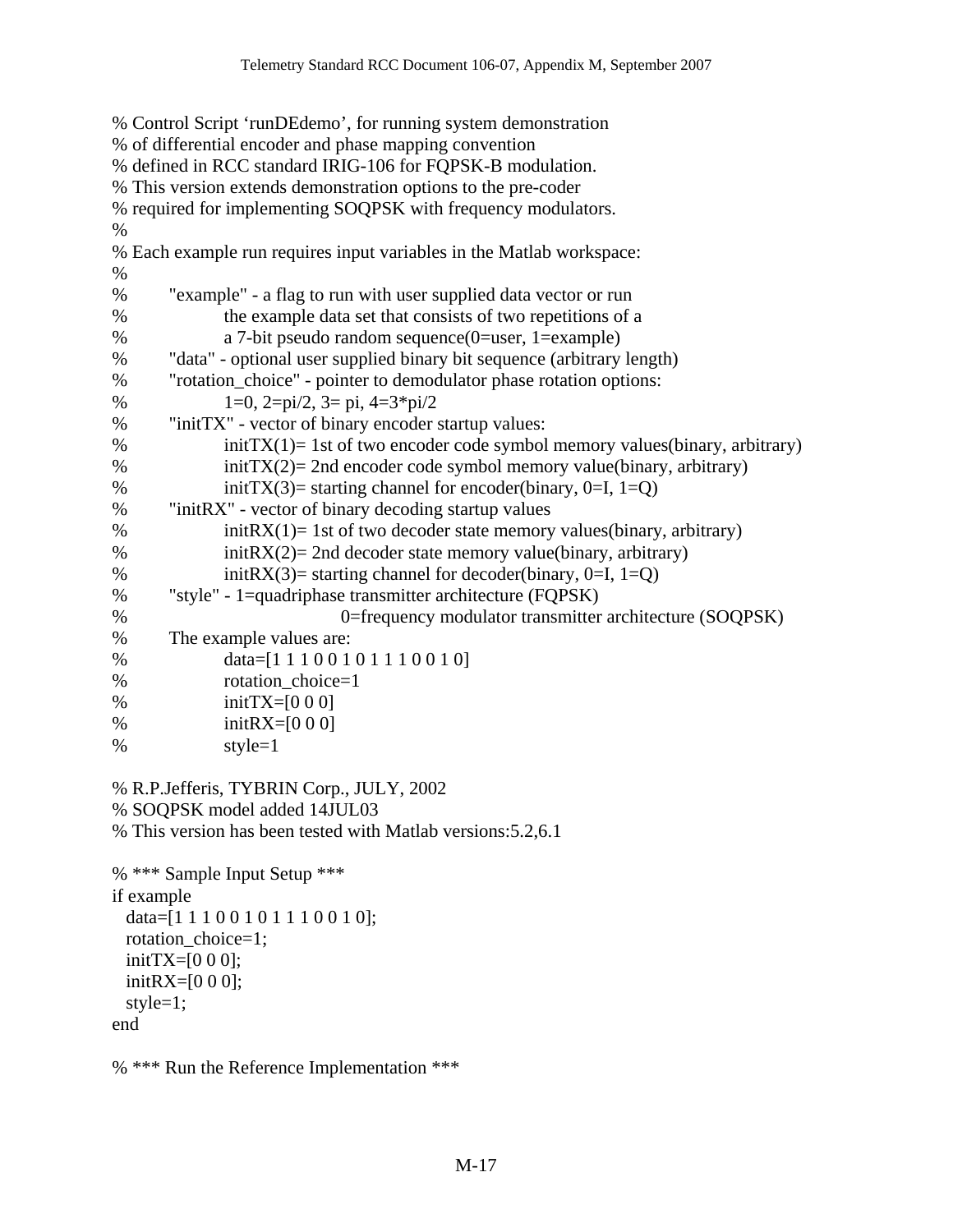```
% Control Script 'runDEdemo', for running system demonstration
% of differential encoder and phase mapping convention
% defined in RCC standard IRIG-106 for FQPSK-B modulation.
% This version extends demonstration options to the pre-coder
% required for implementing SOQPSK with frequency modulators.
%
% Each example run requires input variables in the Matlab workspace:
%
%       "example" - a flag to run with user supplied data vector or run
%               the example data set that consists of two repetitions of a
%               a 7-bit pseudo random sequence(0=user, 1=example)
%       "data" - optional user supplied binary bit sequence (arbitrary length)
%       "rotation_choice" - pointer to demodulator phase rotation options:
%               1=0, 2=pi/2, 3= pi, 4=3*pi/2
%       "initTX" - vector of binary encoder startup values:
%               initTX(1)= 1st of two encoder code symbol memory values(binary, arbitrary)
%               initTX(2)= 2nd encoder code symbol memory value(binary, arbitrary)
%               initTX(3)= starting channel for encoder(binary, 0=I, 1=Q)
%       "initRX" - vector of binary decoding startup values
%               initRX(1)= 1st of two decoder state memory values(binary, arbitrary)
%               initRX(2)= 2nd decoder state memory value(binary, arbitrary)
%               initRX(3)= starting channel for decoder(binary, 0=I, 1=Q)
%       "style" - 1=quadriphase transmitter architecture (FQPSK)
%                       0=frequency modulator transmitter architecture (SOQPSK)
%       The example values are:
%               data=[1 1 1 0 0 1 0 1 1 1 0 0 1 0]
%               rotation_choice=1
%               initTX=[0 0 0]
%               initRX=[0 0 0]
%               style=1

% R.P.Jefferis, TYBRIN Corp., JULY, 2002
% SOQPSK model added 14JUL03
% This version has been tested with Matlab versions:5.2,6.1

% *** Sample Input Setup ***
if example
  data=[1 1 1 0 0 1 0 1 1 1 0 0 1 0];
  rotation_choice=1;
  initTX=[0 0 0];
  initRX=[0 0 0];
  style=1;
end

% *** Run the Reference Implementation ***
```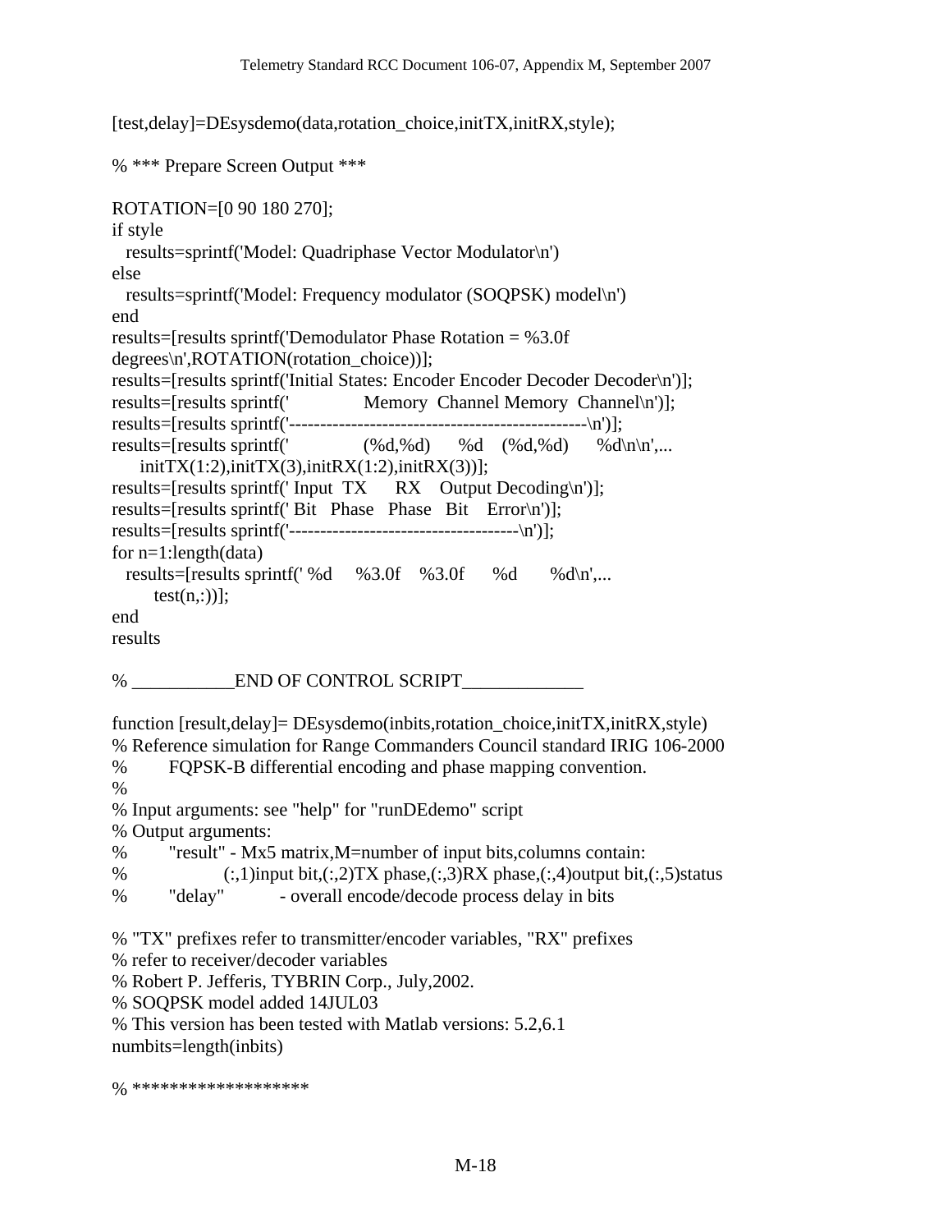```
[test,delay]=DEsysdemo(data,rotation_choice,initTX,initRX,style);

% *** Prepare Screen Output ***

ROTATION=[0 90 180 270];
if style
  results=sprintf('Model: Quadriphase Vector Modulator\n')
else
  results=sprintf('Model: Frequency modulator (SOQPSK) model\n')
end
results=[results sprintf('Demodulator Phase Rotation = %3.0f
degrees\n',ROTATION(rotation_choice))];
results=[results sprintf('Initial States: Encoder Encoder Decoder Decoder\n')];
results=[results sprintf('               Memory  Channel Memory  Channel\n')];
results=[results sprintf('------------------------------------------------\n')];
results=[results sprintf('               (%d,%d)      %d    (%d,%d)      %d\n\n',...
    initTX(1:2),initTX(3),initRX(1:2),initRX(3))];
results=[results sprintf(' Input  TX      RX    Output Decoding\n')];
results=[results sprintf(' Bit   Phase   Phase   Bit    Error\n')];
results=[results sprintf('-------------------------------------\n')];
for n=1:length(data)
  results=[results sprintf(' %d     %3.0f    %3.0f      %d       %d\n',...
       test(n,:))];
end
results

% ___________END OF CONTROL SCRIPT_____________

function [result,delay]= DEsysdemo(inbits,rotation_choice,initTX,initRX,style)
% Reference simulation for Range Commanders Council standard IRIG 106-2000
%        FQPSK-B differential encoding and phase mapping convention.
%
% Input arguments: see "help" for "runDEdemo" script
% Output arguments:
%        "result" - Mx5 matrix,M=number of input bits,columns contain:
%                (:,1)input bit,(:,2)TX phase,(:,3)RX phase,(:,4)output bit,(:,5)status
%        "delay"          - overall encode/decode process delay in bits

% "TX" prefixes refer to transmitter/encoder variables, "RX" prefixes
% refer to receiver/decoder variables
% Robert P. Jefferis, TYBRIN Corp., July,2002.
% SOQPSK model added 14JUL03
% This version has been tested with Matlab versions: 5.2,6.1
numbits=length(inbits)

% *******************
```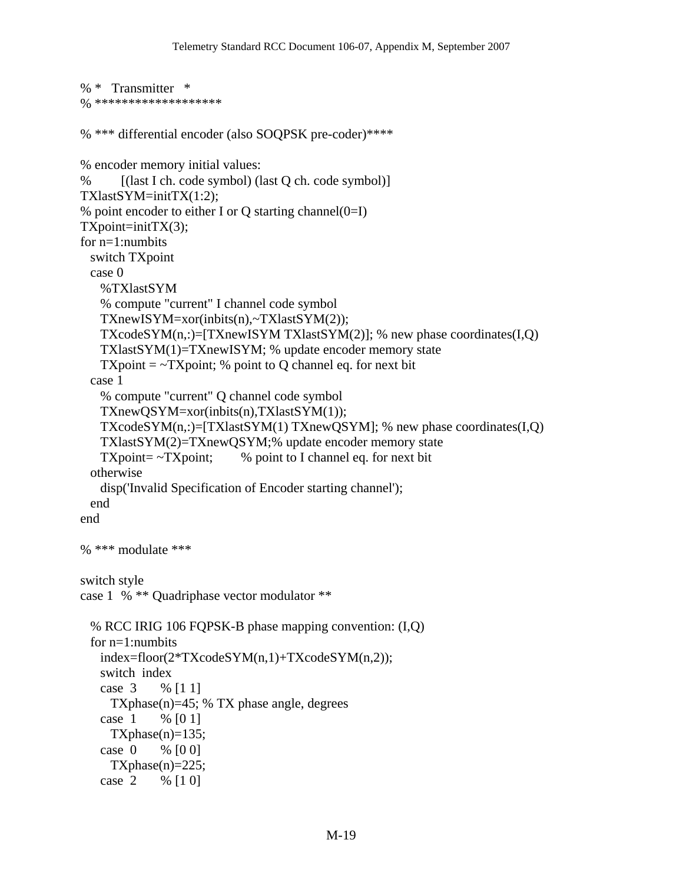```
% *   Transmitter   *
% ******************

% *** differential encoder (also SOQPSK pre-coder)****

% encoder memory initial values:
%        [(last I ch. code symbol) (last Q ch. code symbol)]
TXlastSYM=initTX(1:2);
% point encoder to either I or Q starting channel(0=I)
TXpoint=initTX(3);
for n=1:numbits
  switch TXpoint
  case 0
    %TXlastSYM
    % compute "current" I channel code symbol
    TXnewISYM=xor(inbits(n),~TXlastSYM(2));
    TXcodeSYM(n,:)=[TXnewISYM TXlastSYM(2)]; % new phase coordinates(I,Q)
    TXlastSYM(1)=TXnewISYM; % update encoder memory state
    TXpoint = ~TXpoint; % point to Q channel eq. for next bit
  case 1
    % compute "current" Q channel code symbol
    TXnewQSYM=xor(inbits(n),TXlastSYM(1));
    TXcodeSYM(n,:)=[TXlastSYM(1) TXnewQSYM]; % new phase coordinates(I,Q)
    TXlastSYM(2)=TXnewQSYM;% update encoder memory state
    TXpoint= ~TXpoint;        % point to I channel eq. for next bit
  otherwise
    disp('Invalid Specification of Encoder starting channel');
  end
end

% *** modulate ***

switch style
case 1  % ** Quadriphase vector modulator **

  % RCC IRIG 106 FQPSK-B phase mapping convention: (I,Q)
  for n=1:numbits
    index=floor(2*TXcodeSYM(n,1)+TXcodeSYM(n,2));
    switch  index
    case  3      % [1 1]
      TXphase(n)=45; % TX phase angle, degrees
    case  1      % [0 1]
      TXphase(n)=135;
    case  0      % [0 0]
      TXphase(n)=225;
    case  2      % [1 0]
```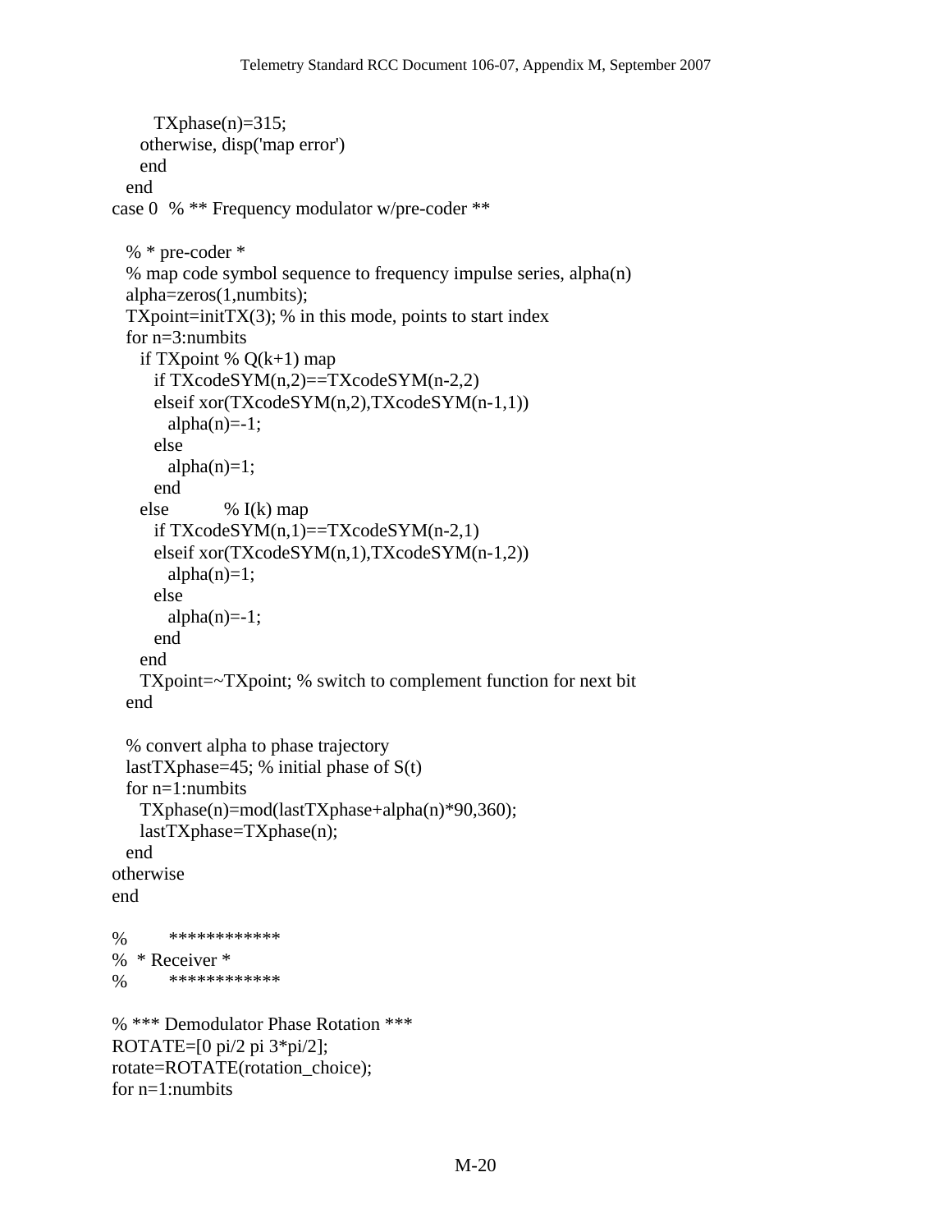```
        TXphase(n)=315;
      otherwise, disp('map error')
      end
    end
case 0  % ** Frequency modulator w/pre-coder **

    % * pre-coder *
    % map code symbol sequence to frequency impulse series, alpha(n)
    alpha=zeros(1,numbits);
    TXpoint=initTX(3); % in this mode, points to start index
    for n=3:numbits
      if TXpoint % Q(k+1) map
        if TXcodeSYM(n,2)==TXcodeSYM(n-2,2)
        elseif xor(TXcodeSYM(n,2),TXcodeSYM(n-1,1))
          alpha(n)=-1;
        else
          alpha(n)=1;
        end
      else          % I(k) map
        if TXcodeSYM(n,1)==TXcodeSYM(n-2,1)
        elseif xor(TXcodeSYM(n,1),TXcodeSYM(n-1,2))
          alpha(n)=1;
        else
          alpha(n)=-1;
        end
      end
      TXpoint=~TXpoint; % switch to complement function for next bit
    end

    % convert alpha to phase trajectory
    lastTXphase=45; % initial phase of S(t)
    for n=1:numbits
      TXphase(n)=mod(lastTXphase+alpha(n)*90,360);
      lastTXphase=TXphase(n);
    end
otherwise
end

%       ************
%  * Receiver *
%       ************

% *** Demodulator Phase Rotation ***
ROTATE=[0 pi/2 pi 3*pi/2];
rotate=ROTATE(rotation_choice);
for n=1:numbits
```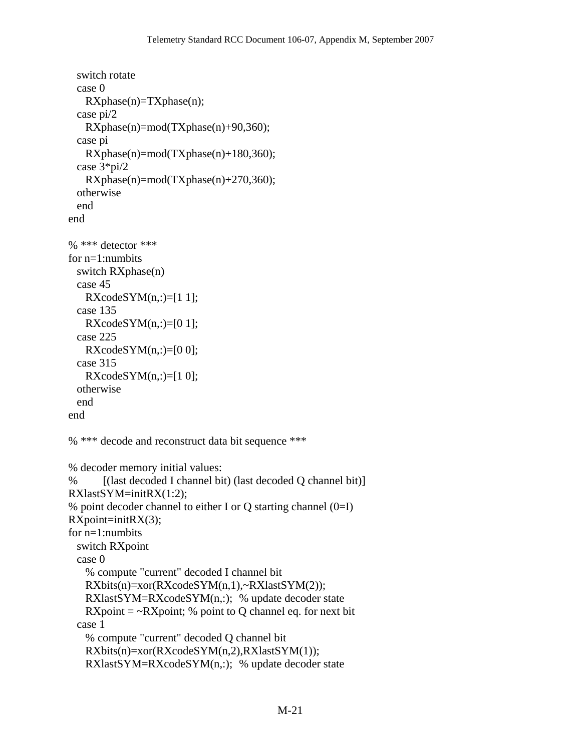```
  switch rotate
  case 0
    RXphase(n)=TXphase(n);
  case pi/2
    RXphase(n)=mod(TXphase(n)+90,360);
  case pi
    RXphase(n)=mod(TXphase(n)+180,360);
  case 3*pi/2
    RXphase(n)=mod(TXphase(n)+270,360);
  otherwise
  end
end

% *** detector ***
for n=1:numbits
  switch RXphase(n)
  case 45
    RXcodeSYM(n,:)=[1 1];
  case 135
    RXcodeSYM(n,:)=[0 1];
  case 225
    RXcodeSYM(n,:)=[0 0];
  case 315
    RXcodeSYM(n,:)=[1 0];
  otherwise
  end
end

% *** decode and reconstruct data bit sequence ***

% decoder memory initial values:
%       [(last decoded I channel bit) (last decoded Q channel bit)]
RXlastSYM=initRX(1:2);
% point decoder channel to either I or Q starting channel (0=I)
RXpoint=initRX(3);
for n=1:numbits
  switch RXpoint
  case 0
    % compute "current" decoded I channel bit
    RXbits(n)=xor(RXcodeSYM(n,1),~RXlastSYM(2));
    RXlastSYM=RXcodeSYM(n,:);  % update decoder state
    RXpoint = ~RXpoint; % point to Q channel eq. for next bit
  case 1
    % compute "current" decoded Q channel bit
    RXbits(n)=xor(RXcodeSYM(n,2),RXlastSYM(1));
    RXlastSYM=RXcodeSYM(n,:);  % update decoder state
```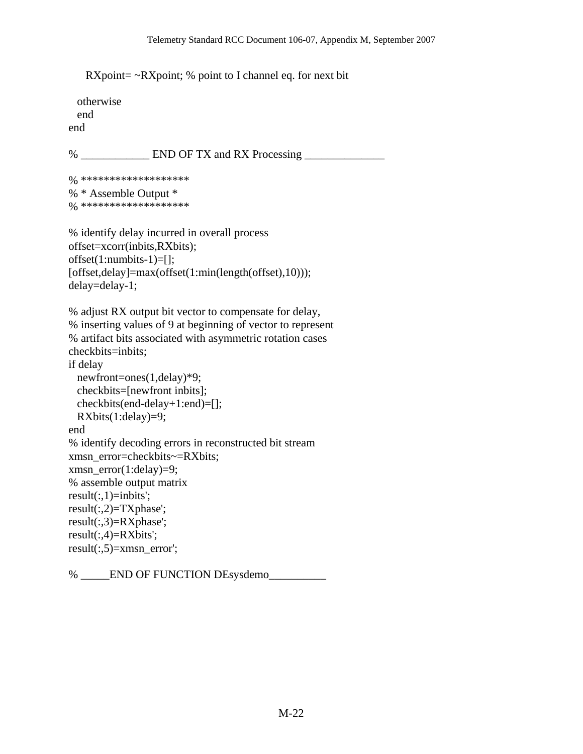```
    RXpoint= ~RXpoint; % point to I channel eq. for next bit

  otherwise
  end
end

% ____________ END OF TX and RX Processing ______________

% ******************
% * Assemble Output *
% ******************

% identify delay incurred in overall process
offset=xcorr(inbits,RXbits);
offset(1:numbits-1)=[];
[offset,delay]=max(offset(1:min(length(offset),10)));
delay=delay-1;

% adjust RX output bit vector to compensate for delay,
% inserting values of 9 at beginning of vector to represent
% artifact bits associated with asymmetric rotation cases
checkbits=inbits;
if delay
  newfront=ones(1,delay)*9;
  checkbits=[newfront inbits];
  checkbits(end-delay+1:end)=[];
  RXbits(1:delay)=9;
end
% identify decoding errors in reconstructed bit stream
xmsn_error=checkbits~=RXbits;
xmsn_error(1:delay)=9;
% assemble output matrix
result(:,1)=inbits';
result(:,2)=TXphase';
result(:,3)=RXphase';
result(:,4)=RXbits';
result(:,5)=xmsn_error';

% _____END OF FUNCTION DEsysdemo__________
```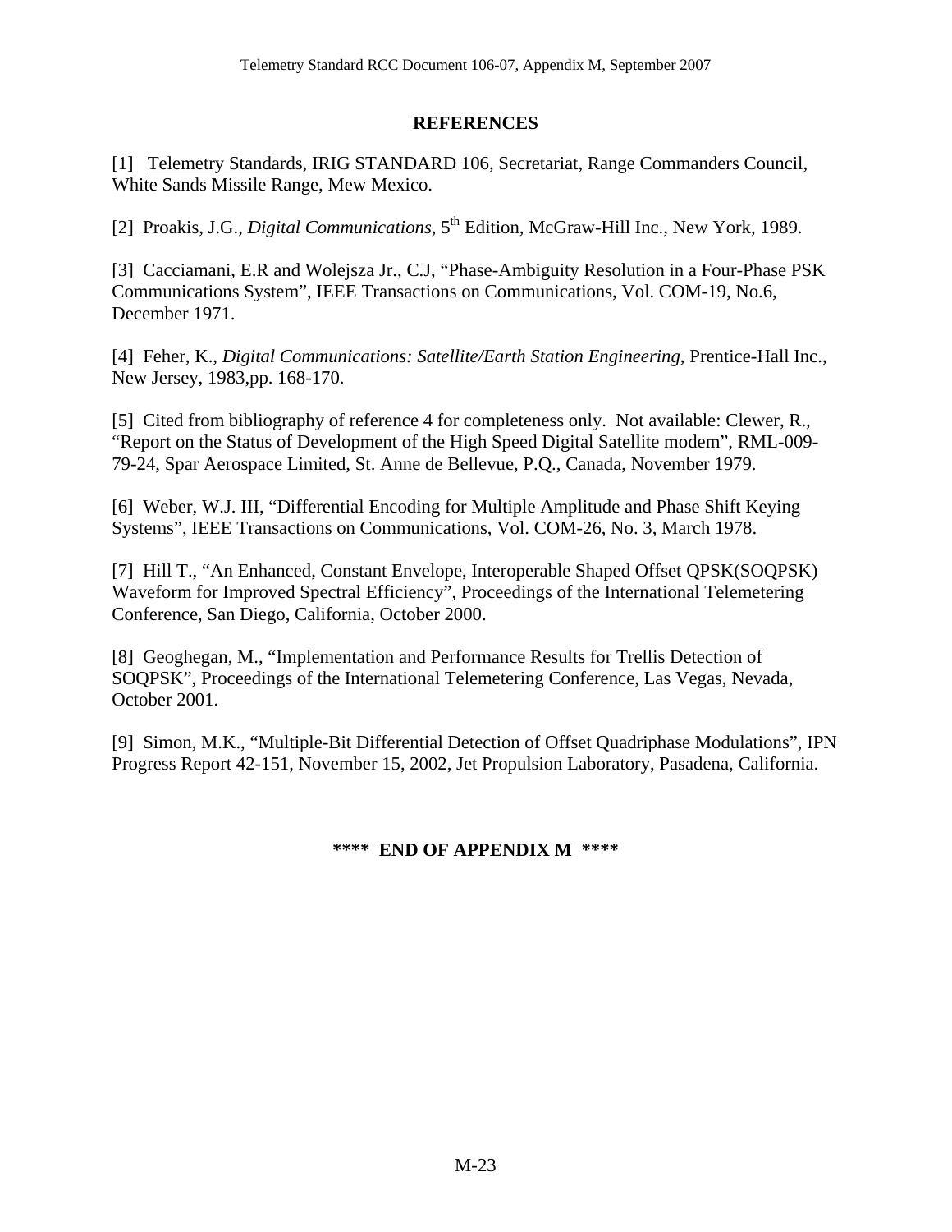## REFERENCES

[1] Telemetry Standards, IRIG STANDARD 106, Secretariat, Range Commanders Council, White Sands Missile Range, Mew Mexico.

[2] Proakis, J.G., *Digital Communications*, 5th Edition, McGraw-Hill Inc., New York, 1989.

[3] Cacciamani, E.R and Wolejsza Jr., C.J, "Phase-Ambiguity Resolution in a Four-Phase PSK Communications System", IEEE Transactions on Communications, Vol. COM-19, No.6, December 1971.

[4] Feher, K., *Digital Communications: Satellite/Earth Station Engineering*, Prentice-Hall Inc., New Jersey, 1983,pp. 168-170.

[5] Cited from bibliography of reference 4 for completeness only. Not available: Clewer, R., "Report on the Status of Development of the High Speed Digital Satellite modem", RML-009-79-24, Spar Aerospace Limited, St. Anne de Bellevue, P.Q., Canada, November 1979.

[6] Weber, W.J. III, "Differential Encoding for Multiple Amplitude and Phase Shift Keying Systems", IEEE Transactions on Communications, Vol. COM-26, No. 3, March 1978.

[7] Hill T., "An Enhanced, Constant Envelope, Interoperable Shaped Offset QPSK(SOQPSK) Waveform for Improved Spectral Efficiency", Proceedings of the International Telemetering Conference, San Diego, California, October 2000.

[8] Geoghegan, M., "Implementation and Performance Results for Trellis Detection of SOQPSK", Proceedings of the International Telemetering Conference, Las Vegas, Nevada, October 2001.

[9] Simon, M.K., "Multiple-Bit Differential Detection of Offset Quadriphase Modulations", IPN Progress Report 42-151, November 15, 2002, Jet Propulsion Laboratory, Pasadena, California.

**\*\*\*\* END OF APPENDIX M \*\*\*\***